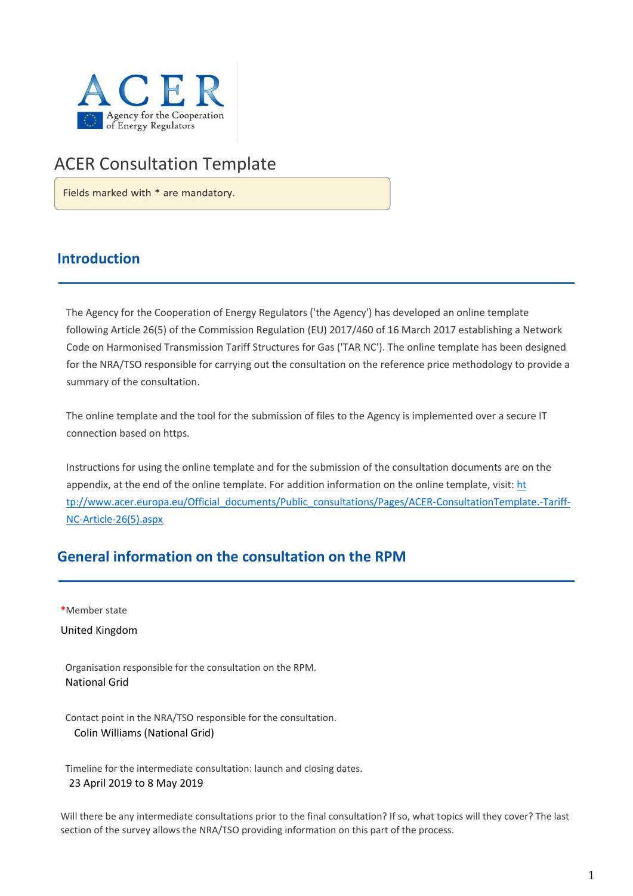# ACER Consultation Template

Fields marked with * are mandatory.

## Introduction

The Agency for the Cooperation of Energy Regulators ('the Agency') has developed an online template following Article 26(5) of the Commission Regulation (EU) 2017/460 of 16 March 2017 establishing a Network Code on Harmonised Transmission Tariff Structures for Gas ('TAR NC'). The online template has been designed for the NRA/TSO responsible for carrying out the consultation on the reference price methodology to provide a summary of the consultation.

The online template and the tool for the submission of files to the Agency is implemented over a secure IT connection based on https.

Instructions for using the online template and for the submission of the consultation documents are on the appendix, at the end of the online template. For addition information on the online template, visit: [http://www.acer.europa.eu/Official_documents/Public_consultations/Pages/ACER-ConsultationTemplate.-Tariff-NC-Article-26(5).aspx](http://www.acer.europa.eu/Official_documents/Public_consultations/Pages/ACER-ConsultationTemplate.-Tariff-NC-Article-26(5).aspx)

## General information on the consultation on the RPM

*Member state

United Kingdom

Organisation responsible for the consultation on the RPM.

National Grid

Contact point in the NRA/TSO responsible for the consultation.

Colin Williams (National Grid)

Timeline for the intermediate consultation: launch and closing dates.

23 April 2019 to 8 May 2019

Will there be any intermediate consultations prior to the final consultation? If so, what topics will they cover? The last section of the survey allows the NRA/TSO providing information on this part of the process.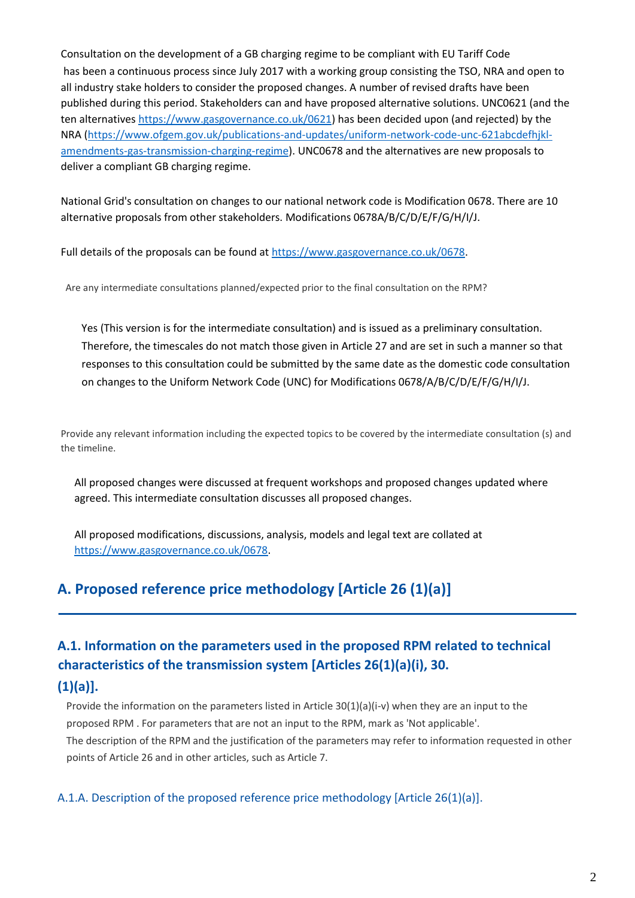Consultation on the development of a GB charging regime to be compliant with EU Tariff Code has been a continuous process since July 2017 with a working group consisting the TSO, NRA and open to all industry stake holders to consider the proposed changes. A number of revised drafts have been published during this period. Stakeholders can and have proposed alternative solutions. UNC0621 (and the ten alternatives https://www.gasgovernance.co.uk/0621) has been decided upon (and rejected) by the NRA (https://www.ofgem.gov.uk/publications-and-updates/uniform-network-code-unc-621abcdefhjkl-amendments-gas-transmission-charging-regime). UNC0678 and the alternatives are new proposals to deliver a compliant GB charging regime.

National Grid's consultation on changes to our national network code is Modification 0678. There are 10 alternative proposals from other stakeholders. Modifications 0678A/B/C/D/E/F/G/H/I/J.

Full details of the proposals can be found at https://www.gasgovernance.co.uk/0678.

Are any intermediate consultations planned/expected prior to the final consultation on the RPM?

Yes (This version is for the intermediate consultation) and is issued as a preliminary consultation. Therefore, the timescales do not match those given in Article 27 and are set in such a manner so that responses to this consultation could be submitted by the same date as the domestic code consultation on changes to the Uniform Network Code (UNC) for Modifications 0678/A/B/C/D/E/F/G/H/I/J.

Provide any relevant information including the expected topics to be covered by the intermediate consultation (s) and the timeline.

All proposed changes were discussed at frequent workshops and proposed changes updated where agreed. This intermediate consultation discusses all proposed changes.

All proposed modifications, discussions, analysis, models and legal text are collated at https://www.gasgovernance.co.uk/0678.

## A. Proposed reference price methodology [Article 26 (1)(a)]

### A.1. Information on the parameters used in the proposed RPM related to technical characteristics of the transmission system [Articles 26(1)(a)(i), 30. (1)(a)].

Provide the information on the parameters listed in Article 30(1)(a)(i-v) when they are an input to the proposed RPM . For parameters that are not an input to the RPM, mark as 'Not applicable'.
The description of the RPM and the justification of the parameters may refer to information requested in other points of Article 26 and in other articles, such as Article 7.

#### A.1.A. Description of the proposed reference price methodology [Article 26(1)(a)].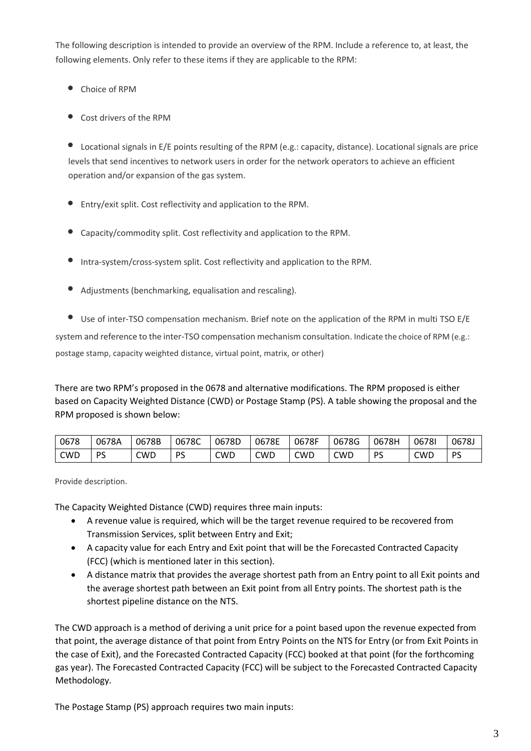The following description is intended to provide an overview of the RPM. Include a reference to, at least, the following elements. Only refer to these items if they are applicable to the RPM:

- Choice of RPM
- Cost drivers of the RPM
- Locational signals in E/E points resulting of the RPM (e.g.: capacity, distance). Locational signals are price levels that send incentives to network users in order for the network operators to achieve an efficient operation and/or expansion of the gas system.
- Entry/exit split. Cost reflectivity and application to the RPM.
- Capacity/commodity split. Cost reflectivity and application to the RPM.
- Intra-system/cross-system split. Cost reflectivity and application to the RPM.
- Adjustments (benchmarking, equalisation and rescaling).
- Use of inter-TSO compensation mechanism. Brief note on the application of the RPM in multi TSO E/E system and reference to the inter-TSO compensation mechanism consultation. Indicate the choice of RPM (e.g.: postage stamp, capacity weighted distance, virtual point, matrix, or other)

There are two RPM's proposed in the 0678 and alternative modifications. The RPM proposed is either based on Capacity Weighted Distance (CWD) or Postage Stamp (PS). A table showing the proposal and the RPM proposed is shown below:

| 0678 | 0678A | 0678B | 0678C | 0678D | 0678E | 0678F | 0678G | 0678H | 0678I | 0678J |
|---|---|---|---|---|---|---|---|---|---|---|
| CWD | PS | CWD | PS | CWD | CWD | CWD | CWD | PS | CWD | PS |

Provide description.

The Capacity Weighted Distance (CWD) requires three main inputs:

- A revenue value is required, which will be the target revenue required to be recovered from Transmission Services, split between Entry and Exit;
- A capacity value for each Entry and Exit point that will be the Forecasted Contracted Capacity (FCC) (which is mentioned later in this section).
- A distance matrix that provides the average shortest path from an Entry point to all Exit points and the average shortest path between an Exit point from all Entry points. The shortest path is the shortest pipeline distance on the NTS.

The CWD approach is a method of deriving a unit price for a point based upon the revenue expected from that point, the average distance of that point from Entry Points on the NTS for Entry (or from Exit Points in the case of Exit), and the Forecasted Contracted Capacity (FCC) booked at that point (for the forthcoming gas year). The Forecasted Contracted Capacity (FCC) will be subject to the Forecasted Contracted Capacity Methodology.

The Postage Stamp (PS) approach requires two main inputs: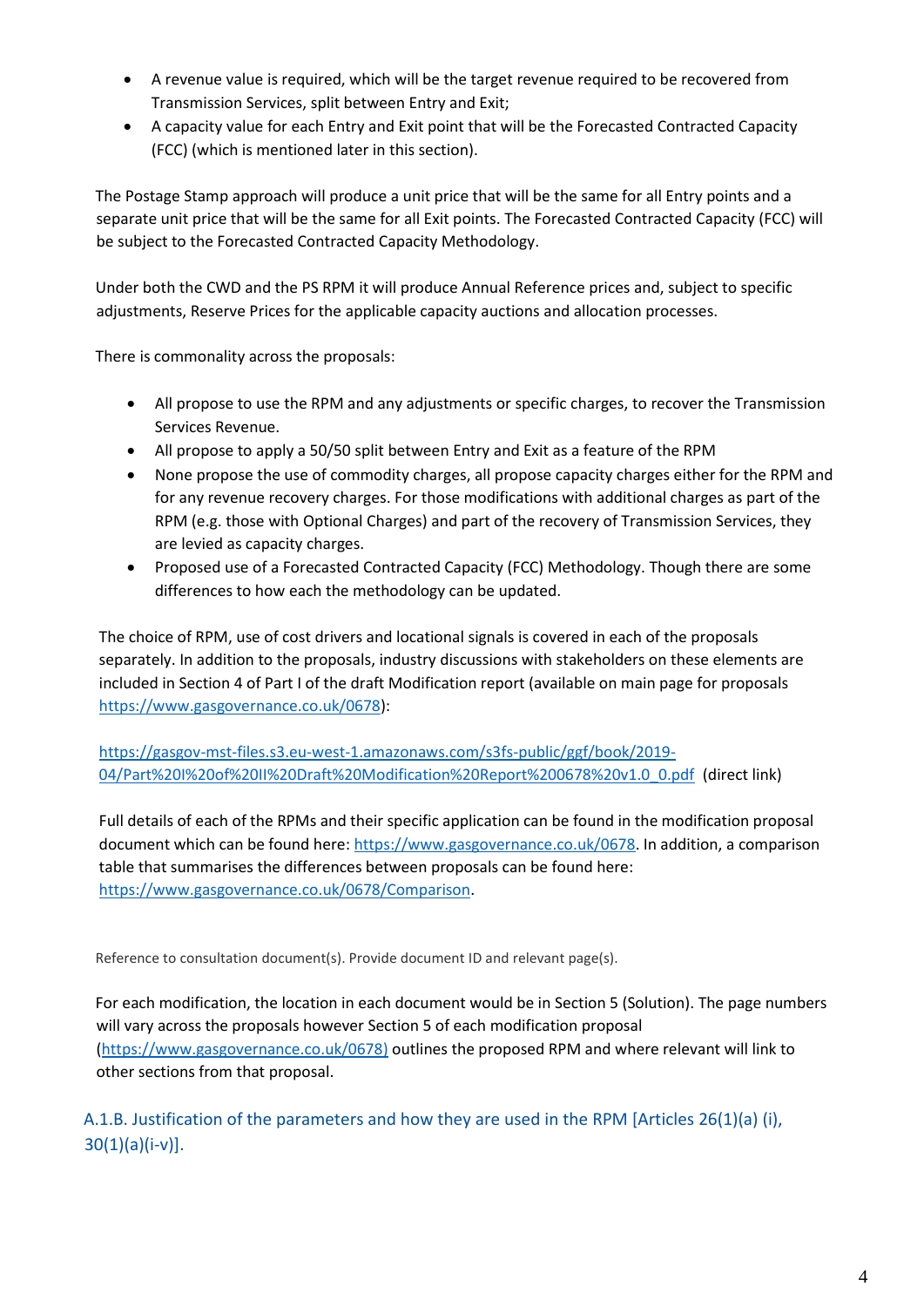- A revenue value is required, which will be the target revenue required to be recovered from Transmission Services, split between Entry and Exit;
- A capacity value for each Entry and Exit point that will be the Forecasted Contracted Capacity (FCC) (which is mentioned later in this section).

The Postage Stamp approach will produce a unit price that will be the same for all Entry points and a separate unit price that will be the same for all Exit points. The Forecasted Contracted Capacity (FCC) will be subject to the Forecasted Contracted Capacity Methodology.

Under both the CWD and the PS RPM it will produce Annual Reference prices and, subject to specific adjustments, Reserve Prices for the applicable capacity auctions and allocation processes.

There is commonality across the proposals:

- All propose to use the RPM and any adjustments or specific charges, to recover the Transmission Services Revenue.
- All propose to apply a 50/50 split between Entry and Exit as a feature of the RPM
- None propose the use of commodity charges, all propose capacity charges either for the RPM and for any revenue recovery charges. For those modifications with additional charges as part of the RPM (e.g. those with Optional Charges) and part of the recovery of Transmission Services, they are levied as capacity charges.
- Proposed use of a Forecasted Contracted Capacity (FCC) Methodology. Though there are some differences to how each the methodology can be updated.

The choice of RPM, use of cost drivers and locational signals is covered in each of the proposals separately. In addition to the proposals, industry discussions with stakeholders on these elements are included in Section 4 of Part I of the draft Modification report (available on main page for proposals https://www.gasgovernance.co.uk/0678):

https://gasgov-mst-files.s3.eu-west-1.amazonaws.com/s3fs-public/ggf/book/2019-04/Part%20I%20of%20II%20Draft%20Modification%20Report%200678%20v1.0_0.pdf (direct link)

Full details of each of the RPMs and their specific application can be found in the modification proposal document which can be found here: https://www.gasgovernance.co.uk/0678. In addition, a comparison table that summarises the differences between proposals can be found here: https://www.gasgovernance.co.uk/0678/Comparison.

Reference to consultation document(s). Provide document ID and relevant page(s).

For each modification, the location in each document would be in Section 5 (Solution). The page numbers will vary across the proposals however Section 5 of each modification proposal (https://www.gasgovernance.co.uk/0678) outlines the proposed RPM and where relevant will link to other sections from that proposal.

### A.1.B. Justification of the parameters and how they are used in the RPM [Articles 26(1)(a) (i), 30(1)(a)(i-v)].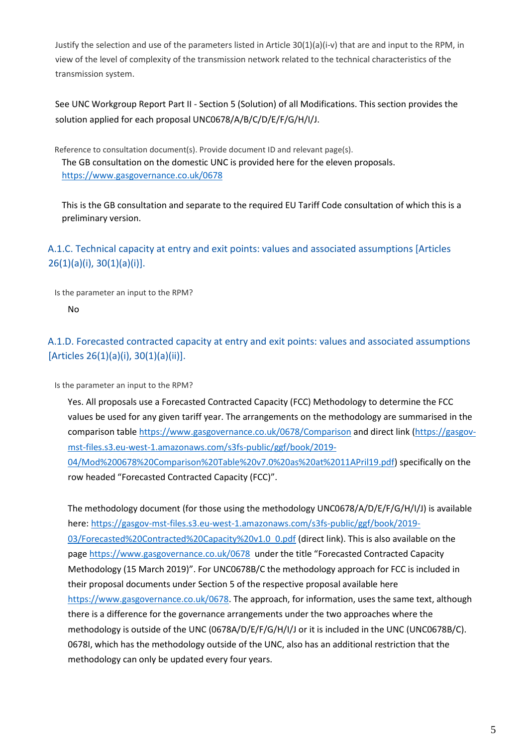Justify the selection and use of the parameters listed in Article 30(1)(a)(i-v) that are and input to the RPM, in view of the level of complexity of the transmission network related to the technical characteristics of the transmission system.

See UNC Workgroup Report Part II - Section 5 (Solution) of all Modifications. This section provides the solution applied for each proposal UNC0678/A/B/C/D/E/F/G/H/I/J.

Reference to consultation document(s). Provide document ID and relevant page(s).

The GB consultation on the domestic UNC is provided here for the eleven proposals. https://www.gasgovernance.co.uk/0678

This is the GB consultation and separate to the required EU Tariff Code consultation of which this is a preliminary version.

### A.1.C. Technical capacity at entry and exit points: values and associated assumptions [Articles 26(1)(a)(i), 30(1)(a)(i)].

Is the parameter an input to the RPM?

No

### A.1.D. Forecasted contracted capacity at entry and exit points: values and associated assumptions [Articles 26(1)(a)(i), 30(1)(a)(ii)].

Is the parameter an input to the RPM?

Yes. All proposals use a Forecasted Contracted Capacity (FCC) Methodology to determine the FCC values be used for any given tariff year. The arrangements on the methodology are summarised in the comparison table https://www.gasgovernance.co.uk/0678/Comparison and direct link (https://gasgov-mst-files.s3.eu-west-1.amazonaws.com/s3fs-public/ggf/book/2019-04/Mod%200678%20Comparison%20Table%20v7.0%20as%20at%2011APril19.pdf) specifically on the row headed "Forecasted Contracted Capacity (FCC)".

The methodology document (for those using the methodology UNC0678/A/D/E/F/G/H/I/J) is available here: https://gasgov-mst-files.s3.eu-west-1.amazonaws.com/s3fs-public/ggf/book/2019-03/Forecasted%20Contracted%20Capacity%20v1.0_0.pdf (direct link). This is also available on the page https://www.gasgovernance.co.uk/0678 under the title "Forecasted Contracted Capacity Methodology (15 March 2019)". For UNC0678B/C the methodology approach for FCC is included in their proposal documents under Section 5 of the respective proposal available here https://www.gasgovernance.co.uk/0678. The approach, for information, uses the same text, although there is a difference for the governance arrangements under the two approaches where the methodology is outside of the UNC (0678A/D/E/F/G/H/I/J or it is included in the UNC (UNC0678B/C). 0678I, which has the methodology outside of the UNC, also has an additional restriction that the methodology can only be updated every four years.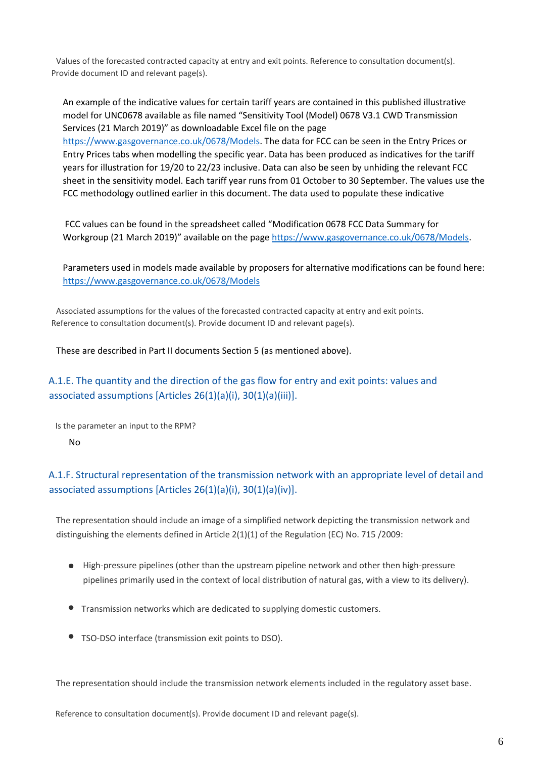Values of the forecasted contracted capacity at entry and exit points. Reference to consultation document(s). Provide document ID and relevant page(s).

An example of the indicative values for certain tariff years are contained in this published illustrative model for UNC0678 available as file named "Sensitivity Tool (Model) 0678 V3.1 CWD Transmission Services (21 March 2019)" as downloadable Excel file on the page https://www.gasgovernance.co.uk/0678/Models. The data for FCC can be seen in the Entry Prices or Entry Prices tabs when modelling the specific year. Data has been produced as indicatives for the tariff years for illustration for 19/20 to 22/23 inclusive. Data can also be seen by unhiding the relevant FCC sheet in the sensitivity model. Each tariff year runs from 01 October to 30 September. The values use the FCC methodology outlined earlier in this document. The data used to populate these indicative

FCC values can be found in the spreadsheet called "Modification 0678 FCC Data Summary for Workgroup (21 March 2019)" available on the page https://www.gasgovernance.co.uk/0678/Models.

Parameters used in models made available by proposers for alternative modifications can be found here: https://www.gasgovernance.co.uk/0678/Models

Associated assumptions for the values of the forecasted contracted capacity at entry and exit points. Reference to consultation document(s). Provide document ID and relevant page(s).

These are described in Part II documents Section 5 (as mentioned above).

### A.1.E. The quantity and the direction of the gas flow for entry and exit points: values and associated assumptions [Articles 26(1)(a)(i), 30(1)(a)(iii)].

Is the parameter an input to the RPM?

No

### A.1.F. Structural representation of the transmission network with an appropriate level of detail and associated assumptions [Articles 26(1)(a)(i), 30(1)(a)(iv)].

The representation should include an image of a simplified network depicting the transmission network and distinguishing the elements defined in Article 2(1)(1) of the Regulation (EC) No. 715 /2009:

- High-pressure pipelines (other than the upstream pipeline network and other then high-pressure pipelines primarily used in the context of local distribution of natural gas, with a view to its delivery).
- Transmission networks which are dedicated to supplying domestic customers.
- TSO-DSO interface (transmission exit points to DSO).

The representation should include the transmission network elements included in the regulatory asset base.

Reference to consultation document(s). Provide document ID and relevant page(s).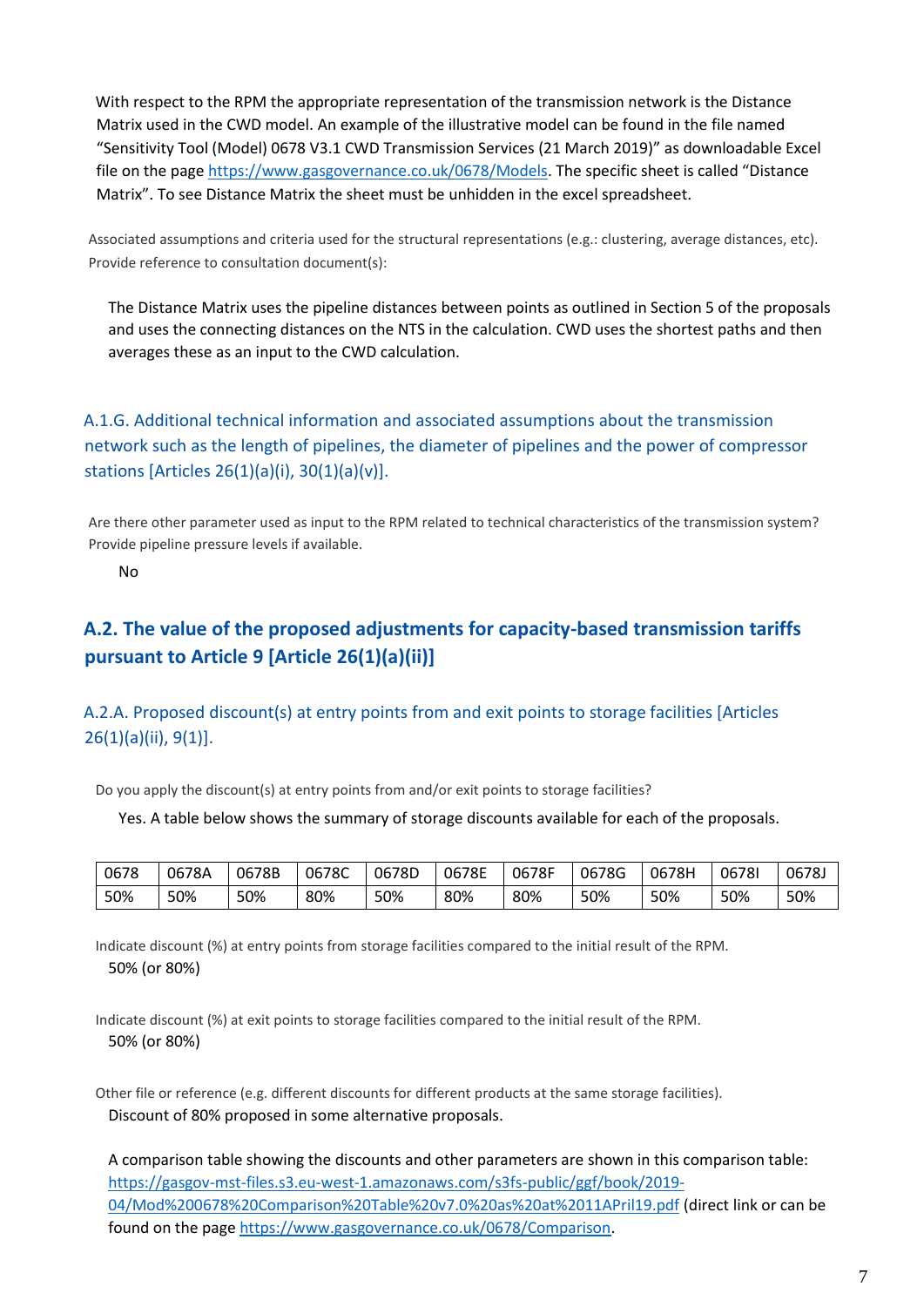With respect to the RPM the appropriate representation of the transmission network is the Distance Matrix used in the CWD model. An example of the illustrative model can be found in the file named "Sensitivity Tool (Model) 0678 V3.1 CWD Transmission Services (21 March 2019)" as downloadable Excel file on the page https://www.gasgovernance.co.uk/0678/Models. The specific sheet is called "Distance Matrix". To see Distance Matrix the sheet must be unhidden in the excel spreadsheet.

Associated assumptions and criteria used for the structural representations (e.g.: clustering, average distances, etc). Provide reference to consultation document(s):

The Distance Matrix uses the pipeline distances between points as outlined in Section 5 of the proposals and uses the connecting distances on the NTS in the calculation. CWD uses the shortest paths and then averages these as an input to the CWD calculation.

### A.1.G. Additional technical information and associated assumptions about the transmission network such as the length of pipelines, the diameter of pipelines and the power of compressor stations [Articles 26(1)(a)(i), 30(1)(a)(v)].

Are there other parameter used as input to the RPM related to technical characteristics of the transmission system? Provide pipeline pressure levels if available.

No

## A.2. The value of the proposed adjustments for capacity-based transmission tariffs pursuant to Article 9 [Article 26(1)(a)(ii)]

### A.2.A. Proposed discount(s) at entry points from and exit points to storage facilities [Articles 26(1)(a)(ii), 9(1)].

Do you apply the discount(s) at entry points from and/or exit points to storage facilities?

Yes. A table below shows the summary of storage discounts available for each of the proposals.

| 0678 | 0678A | 0678B | 0678C | 0678D | 0678E | 0678F | 0678G | 0678H | 0678I | 0678J |
|---|---|---|---|---|---|---|---|---|---|---|
| 50% | 50% | 50% | 80% | 50% | 80% | 80% | 50% | 50% | 50% | 50% |

Indicate discount (%) at entry points from storage facilities compared to the initial result of the RPM.

50% (or 80%)

Indicate discount (%) at exit points to storage facilities compared to the initial result of the RPM.

50% (or 80%)

Other file or reference (e.g. different discounts for different products at the same storage facilities).

Discount of 80% proposed in some alternative proposals.

A comparison table showing the discounts and other parameters are shown in this comparison table: https://gasgov-mst-files.s3.eu-west-1.amazonaws.com/s3fs-public/ggf/book/2019-04/Mod%200678%20Comparison%20Table%20v7.0%20as%20at%2011APril19.pdf (direct link or can be found on the page https://www.gasgovernance.co.uk/0678/Comparison.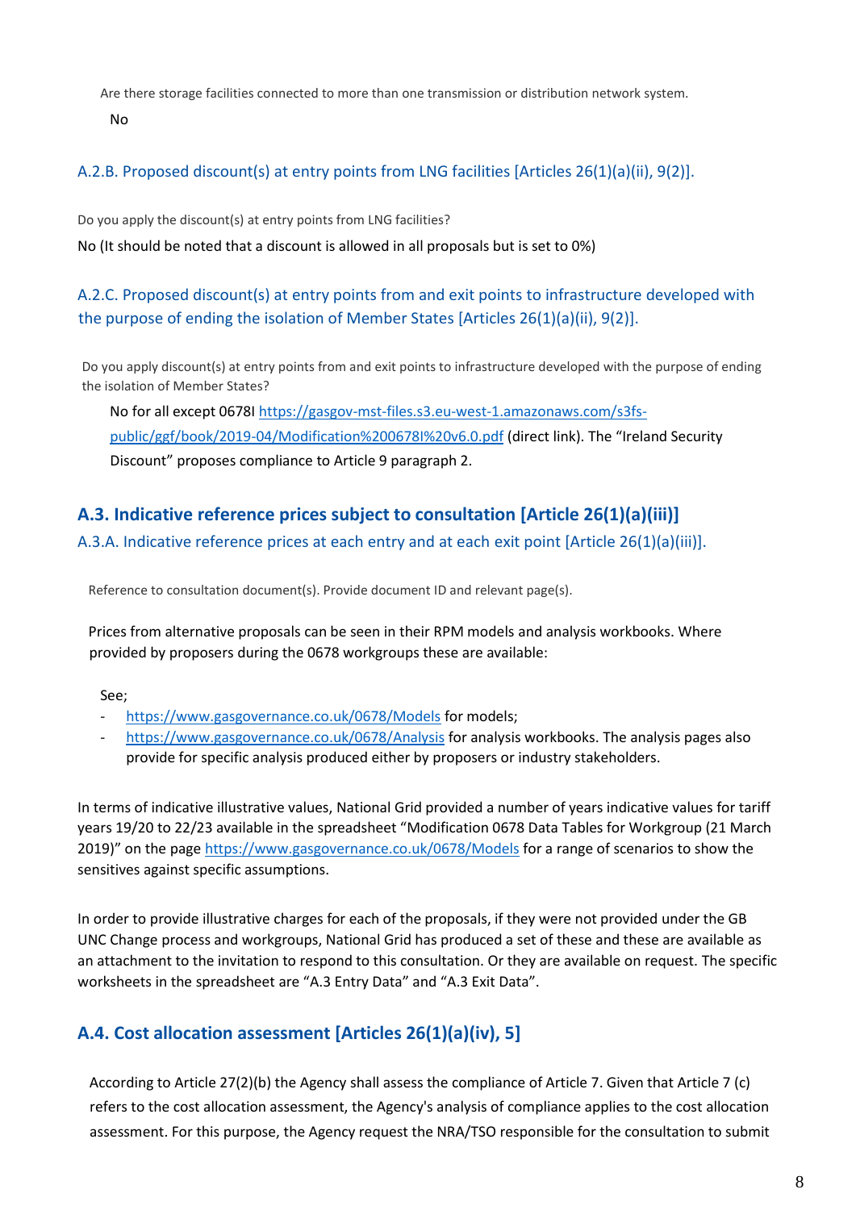Are there storage facilities connected to more than one transmission or distribution network system.

No

### A.2.B. Proposed discount(s) at entry points from LNG facilities [Articles 26(1)(a)(ii), 9(2)].

Do you apply the discount(s) at entry points from LNG facilities?

No (It should be noted that a discount is allowed in all proposals but is set to 0%)

### A.2.C. Proposed discount(s) at entry points from and exit points to infrastructure developed with the purpose of ending the isolation of Member States [Articles 26(1)(a)(ii), 9(2)].

Do you apply discount(s) at entry points from and exit points to infrastructure developed with the purpose of ending the isolation of Member States?

No for all except 0678I [https://gasgov-mst-files.s3.eu-west-1.amazonaws.com/s3fs-public/ggf/book/2019-04/Modification%200678I%20v6.0.pdf](https://gasgov-mst-files.s3.eu-west-1.amazonaws.com/s3fs-public/ggf/book/2019-04/Modification%200678I%20v6.0.pdf) (direct link). The "Ireland Security Discount" proposes compliance to Article 9 paragraph 2.

## A.3. Indicative reference prices subject to consultation [Article 26(1)(a)(iii)]

### A.3.A. Indicative reference prices at each entry and at each exit point [Article 26(1)(a)(iii)].

Reference to consultation document(s). Provide document ID and relevant page(s).

Prices from alternative proposals can be seen in their RPM models and analysis workbooks. Where provided by proposers during the 0678 workgroups these are available:

See;

- [https://www.gasgovernance.co.uk/0678/Models](https://www.gasgovernance.co.uk/0678/Models) for models;
- [https://www.gasgovernance.co.uk/0678/Analysis](https://www.gasgovernance.co.uk/0678/Analysis) for analysis workbooks. The analysis pages also provide for specific analysis produced either by proposers or industry stakeholders.

In terms of indicative illustrative values, National Grid provided a number of years indicative values for tariff years 19/20 to 22/23 available in the spreadsheet "Modification 0678 Data Tables for Workgroup (21 March 2019)" on the page [https://www.gasgovernance.co.uk/0678/Models](https://www.gasgovernance.co.uk/0678/Models) for a range of scenarios to show the sensitives against specific assumptions.

In order to provide illustrative charges for each of the proposals, if they were not provided under the GB UNC Change process and workgroups, National Grid has produced a set of these and these are available as an attachment to the invitation to respond to this consultation. Or they are available on request. The specific worksheets in the spreadsheet are "A.3 Entry Data" and "A.3 Exit Data".

## A.4. Cost allocation assessment [Articles 26(1)(a)(iv), 5]

According to Article 27(2)(b) the Agency shall assess the compliance of Article 7. Given that Article 7 (c) refers to the cost allocation assessment, the Agency's analysis of compliance applies to the cost allocation assessment. For this purpose, the Agency request the NRA/TSO responsible for the consultation to submit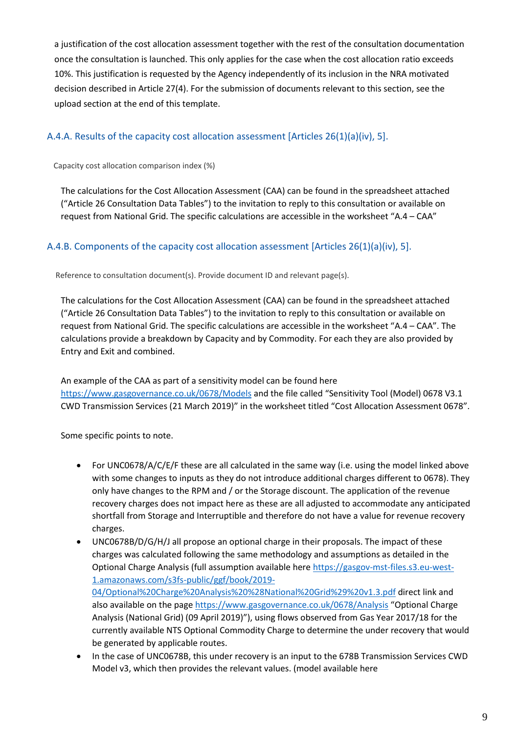a justification of the cost allocation assessment together with the rest of the consultation documentation once the consultation is launched. This only applies for the case when the cost allocation ratio exceeds 10%. This justification is requested by the Agency independently of its inclusion in the NRA motivated decision described in Article 27(4). For the submission of documents relevant to this section, see the upload section at the end of this template.

### A.4.A. Results of the capacity cost allocation assessment [Articles 26(1)(a)(iv), 5].

Capacity cost allocation comparison index (%)

The calculations for the Cost Allocation Assessment (CAA) can be found in the spreadsheet attached ("Article 26 Consultation Data Tables") to the invitation to reply to this consultation or available on request from National Grid. The specific calculations are accessible in the worksheet "A.4 – CAA"

### A.4.B. Components of the capacity cost allocation assessment [Articles 26(1)(a)(iv), 5].

Reference to consultation document(s). Provide document ID and relevant page(s).

The calculations for the Cost Allocation Assessment (CAA) can be found in the spreadsheet attached ("Article 26 Consultation Data Tables") to the invitation to reply to this consultation or available on request from National Grid. The specific calculations are accessible in the worksheet "A.4 – CAA". The calculations provide a breakdown by Capacity and by Commodity. For each they are also provided by Entry and Exit and combined.

An example of the CAA as part of a sensitivity model can be found here https://www.gasgovernance.co.uk/0678/Models and the file called "Sensitivity Tool (Model) 0678 V3.1 CWD Transmission Services (21 March 2019)" in the worksheet titled "Cost Allocation Assessment 0678".

Some specific points to note.

- For UNC0678/A/C/E/F these are all calculated in the same way (i.e. using the model linked above with some changes to inputs as they do not introduce additional charges different to 0678). They only have changes to the RPM and / or the Storage discount. The application of the revenue recovery charges does not impact here as these are all adjusted to accommodate any anticipated shortfall from Storage and Interruptible and therefore do not have a value for revenue recovery charges.
- UNC0678B/D/G/H/J all propose an optional charge in their proposals. The impact of these charges was calculated following the same methodology and assumptions as detailed in the Optional Charge Analysis (full assumption available here https://gasgov-mst-files.s3.eu-west-1.amazonaws.com/s3fs-public/ggf/book/2019-04/Optional%20Charge%20Analysis%20%28National%20Grid%29%20v1.3.pdf direct link and also available on the page https://www.gasgovernance.co.uk/0678/Analysis "Optional Charge Analysis (National Grid) (09 April 2019)"), using flows observed from Gas Year 2017/18 for the currently available NTS Optional Commodity Charge to determine the under recovery that would be generated by applicable routes.
- In the case of UNC0678B, this under recovery is an input to the 678B Transmission Services CWD Model v3, which then provides the relevant values. (model available here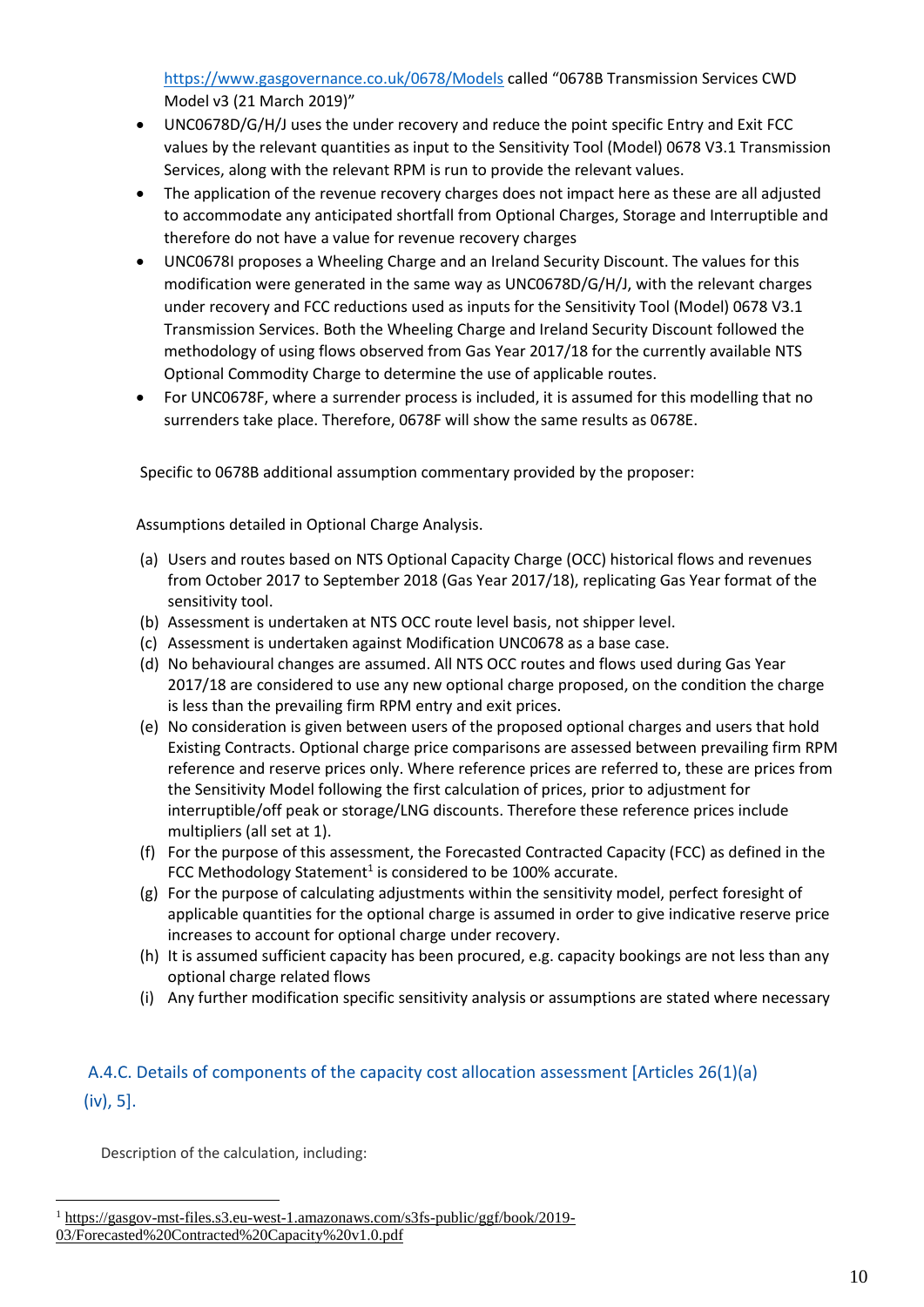https://www.gasgovernance.co.uk/0678/Models called "0678B Transmission Services CWD Model v3 (21 March 2019)"

- UNC0678D/G/H/J uses the under recovery and reduce the point specific Entry and Exit FCC values by the relevant quantities as input to the Sensitivity Tool (Model) 0678 V3.1 Transmission Services, along with the relevant RPM is run to provide the relevant values.
- The application of the revenue recovery charges does not impact here as these are all adjusted to accommodate any anticipated shortfall from Optional Charges, Storage and Interruptible and therefore do not have a value for revenue recovery charges
- UNC0678I proposes a Wheeling Charge and an Ireland Security Discount. The values for this modification were generated in the same way as UNC0678D/G/H/J, with the relevant charges under recovery and FCC reductions used as inputs for the Sensitivity Tool (Model) 0678 V3.1 Transmission Services. Both the Wheeling Charge and Ireland Security Discount followed the methodology of using flows observed from Gas Year 2017/18 for the currently available NTS Optional Commodity Charge to determine the use of applicable routes.
- For UNC0678F, where a surrender process is included, it is assumed for this modelling that no surrenders take place. Therefore, 0678F will show the same results as 0678E.

Specific to 0678B additional assumption commentary provided by the proposer:

Assumptions detailed in Optional Charge Analysis.

(a) Users and routes based on NTS Optional Capacity Charge (OCC) historical flows and revenues from October 2017 to September 2018 (Gas Year 2017/18), replicating Gas Year format of the sensitivity tool.
(b) Assessment is undertaken at NTS OCC route level basis, not shipper level.
(c) Assessment is undertaken against Modification UNC0678 as a base case.
(d) No behavioural changes are assumed. All NTS OCC routes and flows used during Gas Year 2017/18 are considered to use any new optional charge proposed, on the condition the charge is less than the prevailing firm RPM entry and exit prices.
(e) No consideration is given between users of the proposed optional charges and users that hold Existing Contracts. Optional charge price comparisons are assessed between prevailing firm RPM reference and reserve prices only. Where reference prices are referred to, these are prices from the Sensitivity Model following the first calculation of prices, prior to adjustment for interruptible/off peak or storage/LNG discounts. Therefore these reference prices include multipliers (all set at 1).
(f) For the purpose of this assessment, the Forecasted Contracted Capacity (FCC) as defined in the FCC Methodology Statement[1] is considered to be 100% accurate.
(g) For the purpose of calculating adjustments within the sensitivity model, perfect foresight of applicable quantities for the optional charge is assumed in order to give indicative reserve price increases to account for optional charge under recovery.
(h) It is assumed sufficient capacity has been procured, e.g. capacity bookings are not less than any optional charge related flows
(i) Any further modification specific sensitivity analysis or assumptions are stated where necessary

## A.4.C. Details of components of the capacity cost allocation assessment [Articles 26(1)(a)(iv), 5].

Description of the calculation, including:

[1] https://gasgov-mst-files.s3.eu-west-1.amazonaws.com/s3fs-public/ggf/book/2019-03/Forecasted%20Contracted%20Capacity%20v1.0.pdf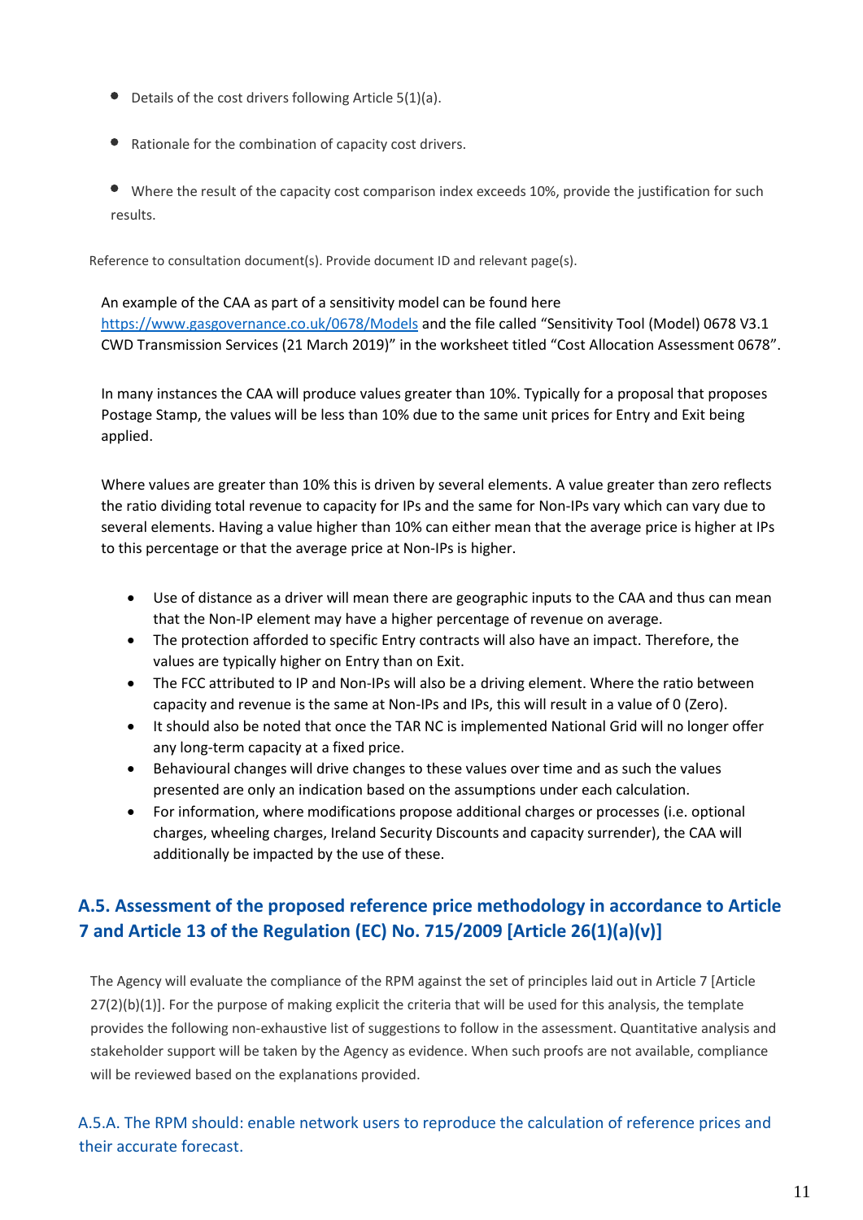- Details of the cost drivers following Article 5(1)(a).

- Rationale for the combination of capacity cost drivers.

- Where the result of the capacity cost comparison index exceeds 10%, provide the justification for such results.

Reference to consultation document(s). Provide document ID and relevant page(s).

An example of the CAA as part of a sensitivity model can be found here https://www.gasgovernance.co.uk/0678/Models and the file called "Sensitivity Tool (Model) 0678 V3.1 CWD Transmission Services (21 March 2019)" in the worksheet titled "Cost Allocation Assessment 0678".

In many instances the CAA will produce values greater than 10%. Typically for a proposal that proposes Postage Stamp, the values will be less than 10% due to the same unit prices for Entry and Exit being applied.

Where values are greater than 10% this is driven by several elements. A value greater than zero reflects the ratio dividing total revenue to capacity for IPs and the same for Non-IPs vary which can vary due to several elements. Having a value higher than 10% can either mean that the average price is higher at IPs to this percentage or that the average price at Non-IPs is higher.

- Use of distance as a driver will mean there are geographic inputs to the CAA and thus can mean that the Non-IP element may have a higher percentage of revenue on average.
- The protection afforded to specific Entry contracts will also have an impact. Therefore, the values are typically higher on Entry than on Exit.
- The FCC attributed to IP and Non-IPs will also be a driving element. Where the ratio between capacity and revenue is the same at Non-IPs and IPs, this will result in a value of 0 (Zero).
- It should also be noted that once the TAR NC is implemented National Grid will no longer offer any long-term capacity at a fixed price.
- Behavioural changes will drive changes to these values over time and as such the values presented are only an indication based on the assumptions under each calculation.
- For information, where modifications propose additional charges or processes (i.e. optional charges, wheeling charges, Ireland Security Discounts and capacity surrender), the CAA will additionally be impacted by the use of these.

## A.5. Assessment of the proposed reference price methodology in accordance to Article 7 and Article 13 of the Regulation (EC) No. 715/2009 [Article 26(1)(a)(v)]

The Agency will evaluate the compliance of the RPM against the set of principles laid out in Article 7 [Article 27(2)(b)(1)]. For the purpose of making explicit the criteria that will be used for this analysis, the template provides the following non-exhaustive list of suggestions to follow in the assessment. Quantitative analysis and stakeholder support will be taken by the Agency as evidence. When such proofs are not available, compliance will be reviewed based on the explanations provided.

### A.5.A. The RPM should: enable network users to reproduce the calculation of reference prices and their accurate forecast.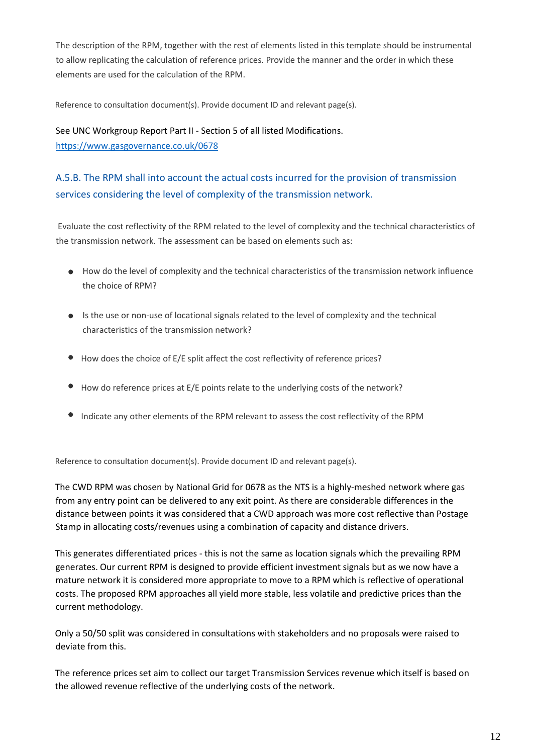The description of the RPM, together with the rest of elements listed in this template should be instrumental to allow replicating the calculation of reference prices. Provide the manner and the order in which these elements are used for the calculation of the RPM.

Reference to consultation document(s). Provide document ID and relevant page(s).

See UNC Workgroup Report Part II - Section 5 of all listed Modifications.
[https://www.gasgovernance.co.uk/0678](https://www.gasgovernance.co.uk/0678)

### A.5.B. The RPM shall into account the actual costs incurred for the provision of transmission services considering the level of complexity of the transmission network.

Evaluate the cost reflectivity of the RPM related to the level of complexity and the technical characteristics of the transmission network. The assessment can be based on elements such as:

- How do the level of complexity and the technical characteristics of the transmission network influence the choice of RPM?
- Is the use or non-use of locational signals related to the level of complexity and the technical characteristics of the transmission network?
- How does the choice of E/E split affect the cost reflectivity of reference prices?
- How do reference prices at E/E points relate to the underlying costs of the network?
- Indicate any other elements of the RPM relevant to assess the cost reflectivity of the RPM

Reference to consultation document(s). Provide document ID and relevant page(s).

The CWD RPM was chosen by National Grid for 0678 as the NTS is a highly-meshed network where gas from any entry point can be delivered to any exit point. As there are considerable differences in the distance between points it was considered that a CWD approach was more cost reflective than Postage Stamp in allocating costs/revenues using a combination of capacity and distance drivers.

This generates differentiated prices - this is not the same as location signals which the prevailing RPM generates. Our current RPM is designed to provide efficient investment signals but as we now have a mature network it is considered more appropriate to move to a RPM which is reflective of operational costs. The proposed RPM approaches all yield more stable, less volatile and predictive prices than the current methodology.

Only a 50/50 split was considered in consultations with stakeholders and no proposals were raised to deviate from this.

The reference prices set aim to collect our target Transmission Services revenue which itself is based on the allowed revenue reflective of the underlying costs of the network.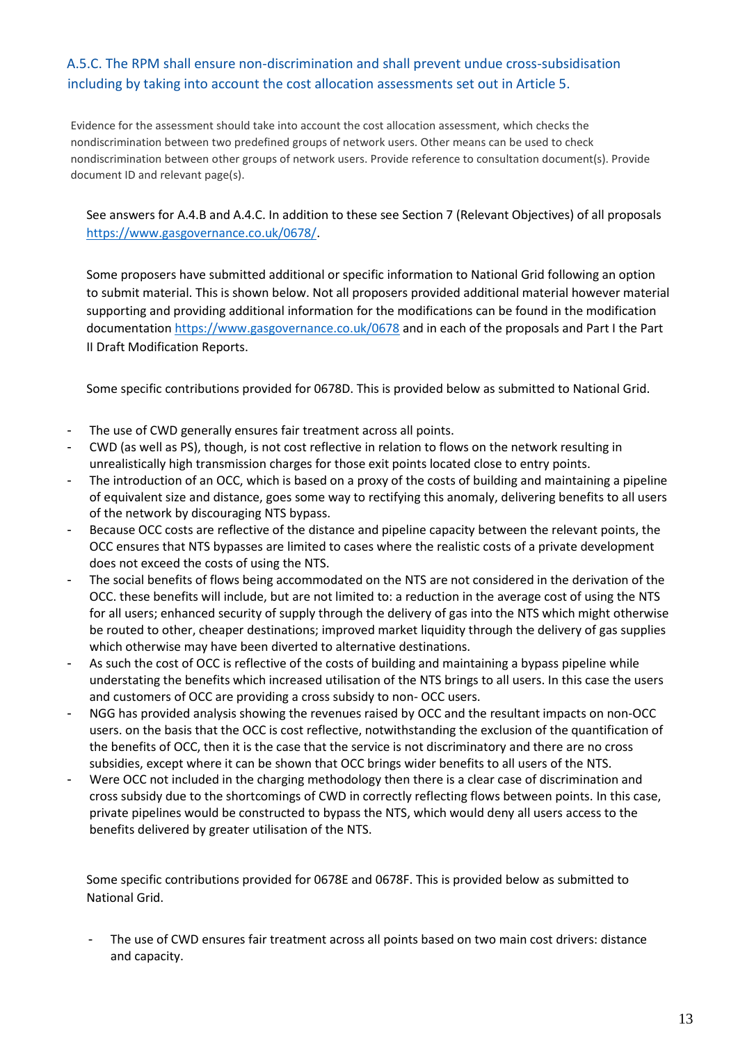### A.5.C. The RPM shall ensure non-discrimination and shall prevent undue cross-subsidisation including by taking into account the cost allocation assessments set out in Article 5.

Evidence for the assessment should take into account the cost allocation assessment, which checks the nondiscrimination between two predefined groups of network users. Other means can be used to check nondiscrimination between other groups of network users. Provide reference to consultation document(s). Provide document ID and relevant page(s).

See answers for A.4.B and A.4.C. In addition to these see Section 7 (Relevant Objectives) of all proposals https://www.gasgovernance.co.uk/0678/.

Some proposers have submitted additional or specific information to National Grid following an option to submit material. This is shown below. Not all proposers provided additional material however material supporting and providing additional information for the modifications can be found in the modification documentation https://www.gasgovernance.co.uk/0678 and in each of the proposals and Part I the Part II Draft Modification Reports.

Some specific contributions provided for 0678D. This is provided below as submitted to National Grid.

- The use of CWD generally ensures fair treatment across all points.
- CWD (as well as PS), though, is not cost reflective in relation to flows on the network resulting in unrealistically high transmission charges for those exit points located close to entry points.
- The introduction of an OCC, which is based on a proxy of the costs of building and maintaining a pipeline of equivalent size and distance, goes some way to rectifying this anomaly, delivering benefits to all users of the network by discouraging NTS bypass.
- Because OCC costs are reflective of the distance and pipeline capacity between the relevant points, the OCC ensures that NTS bypasses are limited to cases where the realistic costs of a private development does not exceed the costs of using the NTS.
- The social benefits of flows being accommodated on the NTS are not considered in the derivation of the OCC. these benefits will include, but are not limited to: a reduction in the average cost of using the NTS for all users; enhanced security of supply through the delivery of gas into the NTS which might otherwise be routed to other, cheaper destinations; improved market liquidity through the delivery of gas supplies which otherwise may have been diverted to alternative destinations.
- As such the cost of OCC is reflective of the costs of building and maintaining a bypass pipeline while understating the benefits which increased utilisation of the NTS brings to all users. In this case the users and customers of OCC are providing a cross subsidy to non- OCC users.
- NGG has provided analysis showing the revenues raised by OCC and the resultant impacts on non-OCC users. on the basis that the OCC is cost reflective, notwithstanding the exclusion of the quantification of the benefits of OCC, then it is the case that the service is not discriminatory and there are no cross subsidies, except where it can be shown that OCC brings wider benefits to all users of the NTS.
- Were OCC not included in the charging methodology then there is a clear case of discrimination and cross subsidy due to the shortcomings of CWD in correctly reflecting flows between points. In this case, private pipelines would be constructed to bypass the NTS, which would deny all users access to the benefits delivered by greater utilisation of the NTS.

Some specific contributions provided for 0678E and 0678F. This is provided below as submitted to National Grid.

- The use of CWD ensures fair treatment across all points based on two main cost drivers: distance and capacity.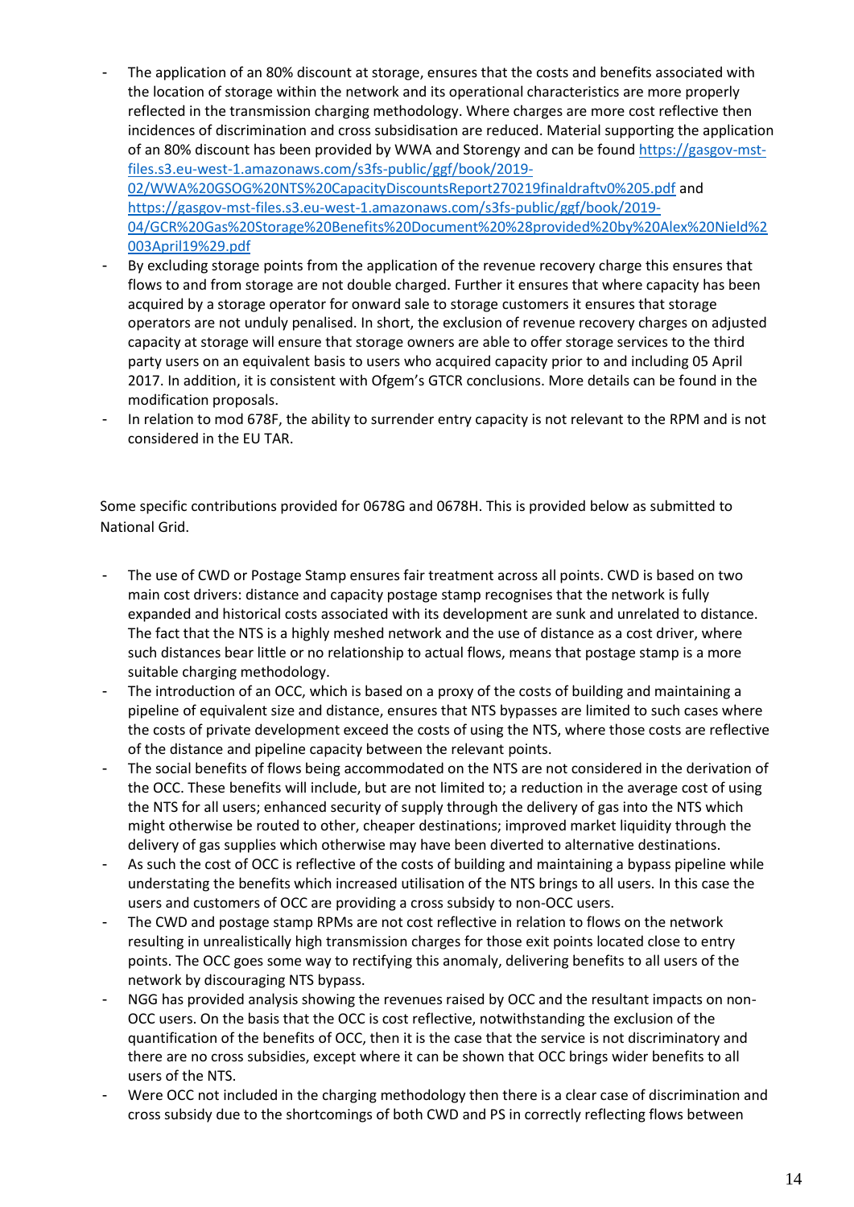- The application of an 80% discount at storage, ensures that the costs and benefits associated with the location of storage within the network and its operational characteristics are more properly reflected in the transmission charging methodology. Where charges are more cost reflective then incidences of discrimination and cross subsidisation are reduced. Material supporting the application of an 80% discount has been provided by WWA and Storengy and can be found https://gasgov-mst-files.s3.eu-west-1.amazonaws.com/s3fs-public/ggf/book/2019-02/WWA%20GSOG%20NTS%20CapacityDiscountsReport270219finaldraftv0%205.pdf and https://gasgov-mst-files.s3.eu-west-1.amazonaws.com/s3fs-public/ggf/book/2019-04/GCR%20Gas%20Storage%20Benefits%20Document%20%28provided%20by%20Alex%20Nield%2003April19%29.pdf
- By excluding storage points from the application of the revenue recovery charge this ensures that flows to and from storage are not double charged. Further it ensures that where capacity has been acquired by a storage operator for onward sale to storage customers it ensures that storage operators are not unduly penalised. In short, the exclusion of revenue recovery charges on adjusted capacity at storage will ensure that storage owners are able to offer storage services to the third party users on an equivalent basis to users who acquired capacity prior to and including 05 April 2017. In addition, it is consistent with Ofgem's GTCR conclusions. More details can be found in the modification proposals.
- In relation to mod 678F, the ability to surrender entry capacity is not relevant to the RPM and is not considered in the EU TAR.

Some specific contributions provided for 0678G and 0678H. This is provided below as submitted to National Grid.

- The use of CWD or Postage Stamp ensures fair treatment across all points. CWD is based on two main cost drivers: distance and capacity postage stamp recognises that the network is fully expanded and historical costs associated with its development are sunk and unrelated to distance. The fact that the NTS is a highly meshed network and the use of distance as a cost driver, where such distances bear little or no relationship to actual flows, means that postage stamp is a more suitable charging methodology.
- The introduction of an OCC, which is based on a proxy of the costs of building and maintaining a pipeline of equivalent size and distance, ensures that NTS bypasses are limited to such cases where the costs of private development exceed the costs of using the NTS, where those costs are reflective of the distance and pipeline capacity between the relevant points.
- The social benefits of flows being accommodated on the NTS are not considered in the derivation of the OCC. These benefits will include, but are not limited to; a reduction in the average cost of using the NTS for all users; enhanced security of supply through the delivery of gas into the NTS which might otherwise be routed to other, cheaper destinations; improved market liquidity through the delivery of gas supplies which otherwise may have been diverted to alternative destinations.
- As such the cost of OCC is reflective of the costs of building and maintaining a bypass pipeline while understating the benefits which increased utilisation of the NTS brings to all users. In this case the users and customers of OCC are providing a cross subsidy to non-OCC users.
- The CWD and postage stamp RPMs are not cost reflective in relation to flows on the network resulting in unrealistically high transmission charges for those exit points located close to entry points. The OCC goes some way to rectifying this anomaly, delivering benefits to all users of the network by discouraging NTS bypass.
- NGG has provided analysis showing the revenues raised by OCC and the resultant impacts on non-OCC users. On the basis that the OCC is cost reflective, notwithstanding the exclusion of the quantification of the benefits of OCC, then it is the case that the service is not discriminatory and there are no cross subsidies, except where it can be shown that OCC brings wider benefits to all users of the NTS.
- Were OCC not included in the charging methodology then there is a clear case of discrimination and cross subsidy due to the shortcomings of both CWD and PS in correctly reflecting flows between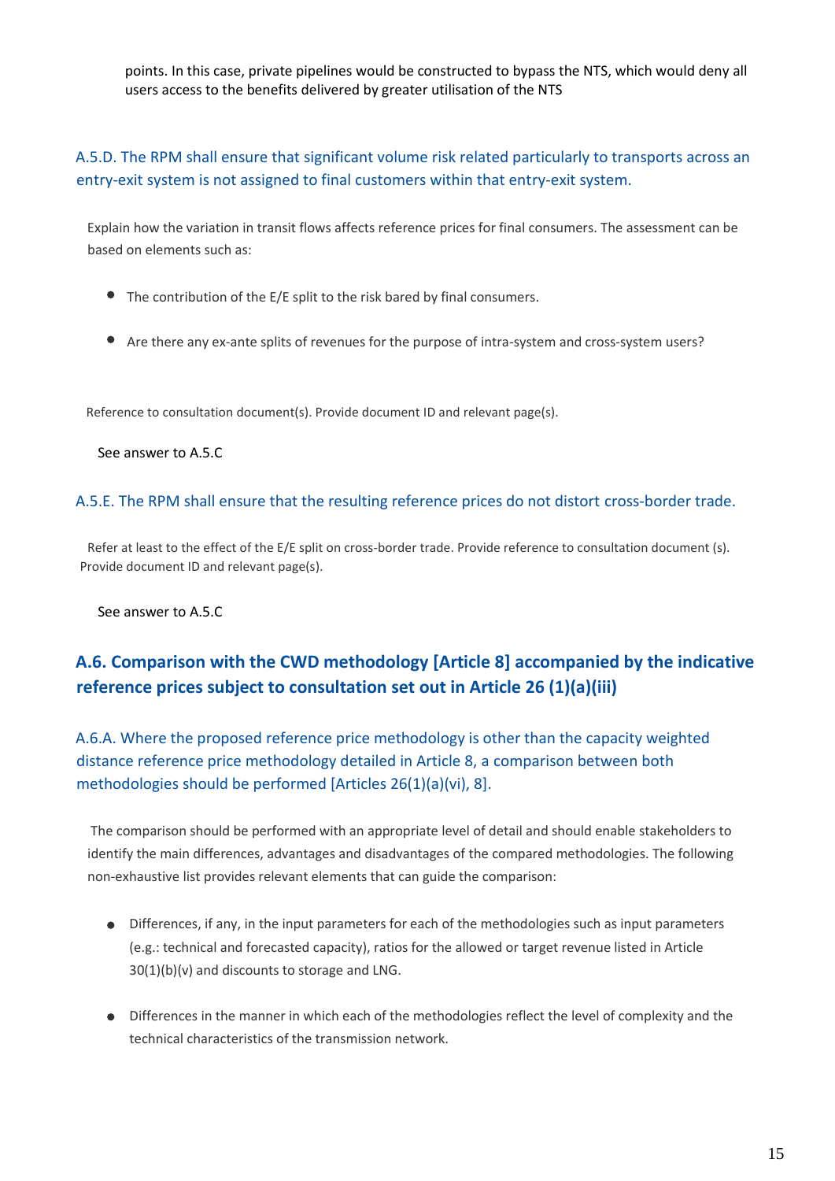points. In this case, private pipelines would be constructed to bypass the NTS, which would deny all users access to the benefits delivered by greater utilisation of the NTS

### A.5.D. The RPM shall ensure that significant volume risk related particularly to transports across an entry-exit system is not assigned to final customers within that entry-exit system.

Explain how the variation in transit flows affects reference prices for final consumers. The assessment can be based on elements such as:

- The contribution of the E/E split to the risk bared by final consumers.
- Are there any ex-ante splits of revenues for the purpose of intra-system and cross-system users?

Reference to consultation document(s). Provide document ID and relevant page(s).

See answer to A.5.C

### A.5.E. The RPM shall ensure that the resulting reference prices do not distort cross-border trade.

Refer at least to the effect of the E/E split on cross-border trade. Provide reference to consultation document (s). Provide document ID and relevant page(s).

See answer to A.5.C

## A.6. Comparison with the CWD methodology [Article 8] accompanied by the indicative reference prices subject to consultation set out in Article 26 (1)(a)(iii)

### A.6.A. Where the proposed reference price methodology is other than the capacity weighted distance reference price methodology detailed in Article 8, a comparison between both methodologies should be performed [Articles 26(1)(a)(vi), 8].

The comparison should be performed with an appropriate level of detail and should enable stakeholders to identify the main differences, advantages and disadvantages of the compared methodologies. The following non-exhaustive list provides relevant elements that can guide the comparison:

- Differences, if any, in the input parameters for each of the methodologies such as input parameters (e.g.: technical and forecasted capacity), ratios for the allowed or target revenue listed in Article 30(1)(b)(v) and discounts to storage and LNG.
- Differences in the manner in which each of the methodologies reflect the level of complexity and the technical characteristics of the transmission network.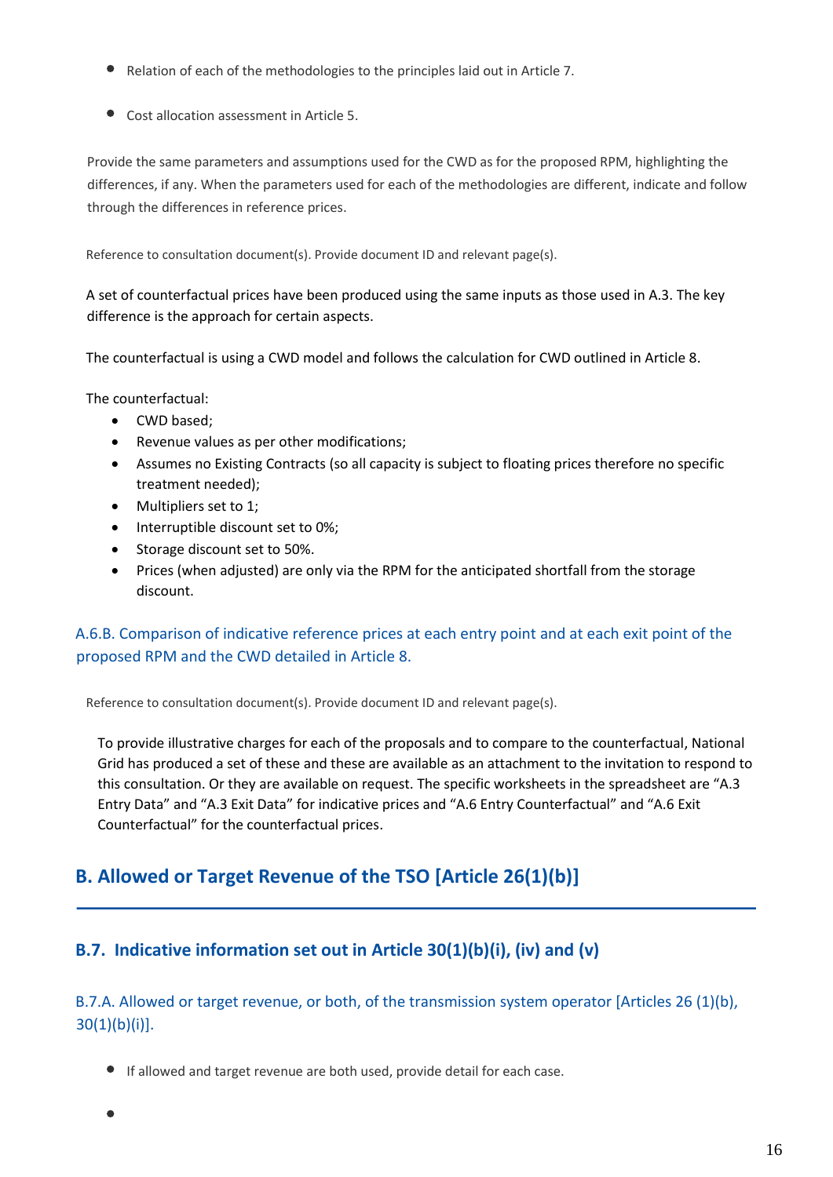- Relation of each of the methodologies to the principles laid out in Article 7.
- Cost allocation assessment in Article 5.

Provide the same parameters and assumptions used for the CWD as for the proposed RPM, highlighting the differences, if any. When the parameters used for each of the methodologies are different, indicate and follow through the differences in reference prices.

Reference to consultation document(s). Provide document ID and relevant page(s).

A set of counterfactual prices have been produced using the same inputs as those used in A.3. The key difference is the approach for certain aspects.

The counterfactual is using a CWD model and follows the calculation for CWD outlined in Article 8.

The counterfactual:

- CWD based;
- Revenue values as per other modifications;
- Assumes no Existing Contracts (so all capacity is subject to floating prices therefore no specific treatment needed);
- Multipliers set to 1;
- Interruptible discount set to 0%;
- Storage discount set to 50%.
- Prices (when adjusted) are only via the RPM for the anticipated shortfall from the storage discount.

### A.6.B. Comparison of indicative reference prices at each entry point and at each exit point of the proposed RPM and the CWD detailed in Article 8.

Reference to consultation document(s). Provide document ID and relevant page(s).

To provide illustrative charges for each of the proposals and to compare to the counterfactual, National Grid has produced a set of these and these are available as an attachment to the invitation to respond to this consultation. Or they are available on request. The specific worksheets in the spreadsheet are “A.3 Entry Data” and “A.3 Exit Data” for indicative prices and “A.6 Entry Counterfactual” and “A.6 Exit Counterfactual” for the counterfactual prices.

# B. Allowed or Target Revenue of the TSO [Article 26(1)(b)]

## B.7. Indicative information set out in Article 30(1)(b)(i), (iv) and (v)

### B.7.A. Allowed or target revenue, or both, of the transmission system operator [Articles 26 (1)(b), 30(1)(b)(i)].

- If allowed and target revenue are both used, provide detail for each case.
-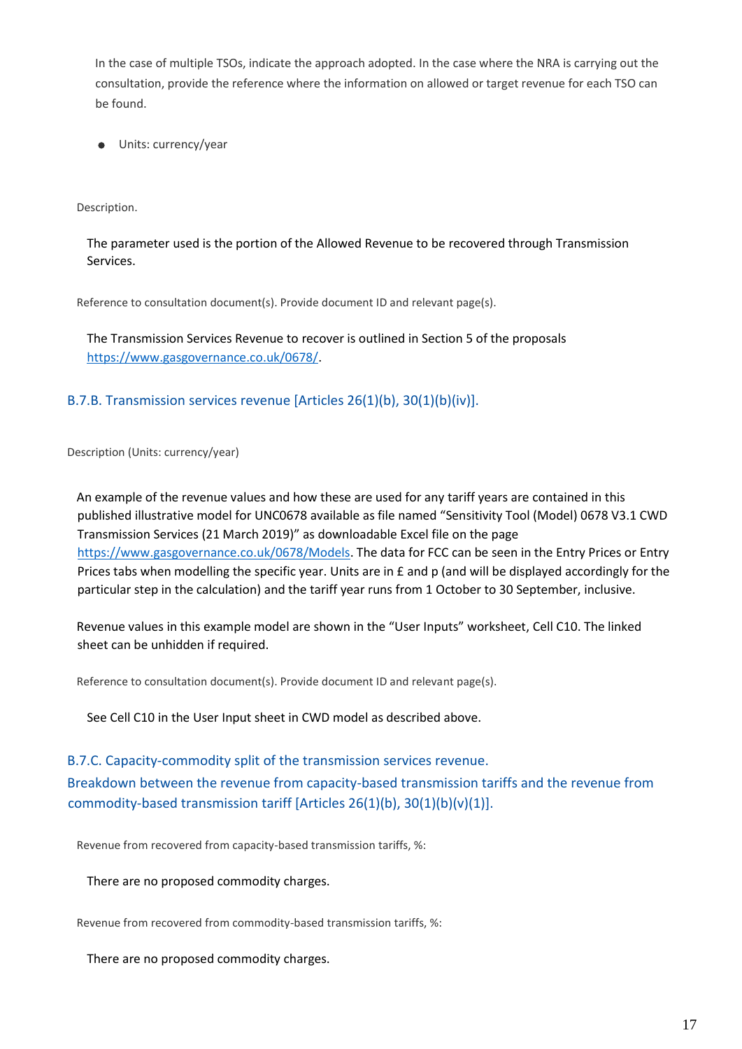In the case of multiple TSOs, indicate the approach adopted. In the case where the NRA is carrying out the consultation, provide the reference where the information on allowed or target revenue for each TSO can be found.

- Units: currency/year

Description.

The parameter used is the portion of the Allowed Revenue to be recovered through Transmission Services.

Reference to consultation document(s). Provide document ID and relevant page(s).

The Transmission Services Revenue to recover is outlined in Section 5 of the proposals https://www.gasgovernance.co.uk/0678/.

### B.7.B. Transmission services revenue [Articles 26(1)(b), 30(1)(b)(iv)].

Description (Units: currency/year)

An example of the revenue values and how these are used for any tariff years are contained in this published illustrative model for UNC0678 available as file named "Sensitivity Tool (Model) 0678 V3.1 CWD Transmission Services (21 March 2019)" as downloadable Excel file on the page https://www.gasgovernance.co.uk/0678/Models. The data for FCC can be seen in the Entry Prices or Entry Prices tabs when modelling the specific year. Units are in £ and p (and will be displayed accordingly for the particular step in the calculation) and the tariff year runs from 1 October to 30 September, inclusive.

Revenue values in this example model are shown in the "User Inputs" worksheet, Cell C10. The linked sheet can be unhidden if required.

Reference to consultation document(s). Provide document ID and relevant page(s).

See Cell C10 in the User Input sheet in CWD model as described above.

### B.7.C. Capacity-commodity split of the transmission services revenue. Breakdown between the revenue from capacity-based transmission tariffs and the revenue from commodity-based transmission tariff [Articles 26(1)(b), 30(1)(b)(v)(1)].

Revenue from recovered from capacity-based transmission tariffs, %:

There are no proposed commodity charges.

Revenue from recovered from commodity-based transmission tariffs, %:

There are no proposed commodity charges.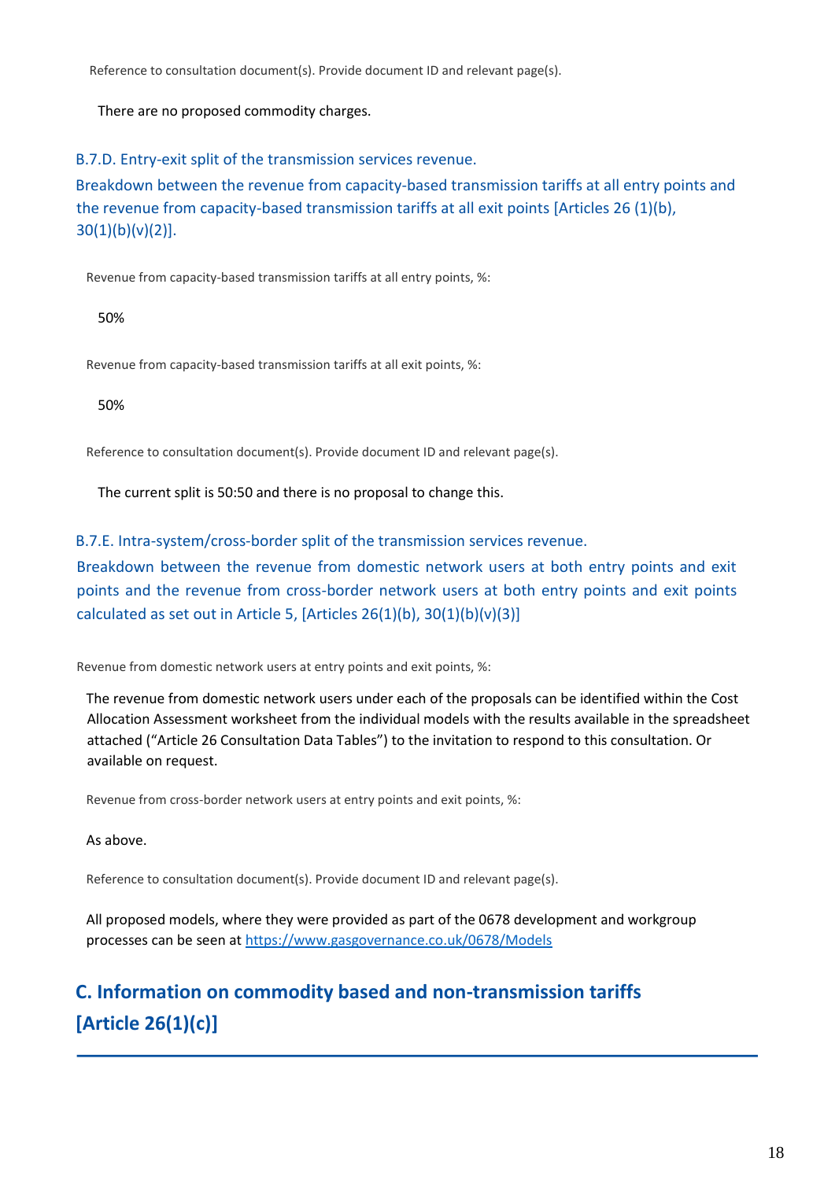Reference to consultation document(s). Provide document ID and relevant page(s).

There are no proposed commodity charges.

### B.7.D. Entry-exit split of the transmission services revenue.

Breakdown between the revenue from capacity-based transmission tariffs at all entry points and the revenue from capacity-based transmission tariffs at all exit points [Articles 26 (1)(b), 30(1)(b)(v)(2)].

Revenue from capacity-based transmission tariffs at all entry points, %:

50%

Revenue from capacity-based transmission tariffs at all exit points, %:

50%

Reference to consultation document(s). Provide document ID and relevant page(s).

The current split is 50:50 and there is no proposal to change this.

### B.7.E. Intra-system/cross-border split of the transmission services revenue.

Breakdown between the revenue from domestic network users at both entry points and exit points and the revenue from cross-border network users at both entry points and exit points calculated as set out in Article 5, [Articles 26(1)(b), 30(1)(b)(v)(3)]

Revenue from domestic network users at entry points and exit points, %:

The revenue from domestic network users under each of the proposals can be identified within the Cost Allocation Assessment worksheet from the individual models with the results available in the spreadsheet attached ("Article 26 Consultation Data Tables") to the invitation to respond to this consultation. Or available on request.

Revenue from cross-border network users at entry points and exit points, %:

As above.

Reference to consultation document(s). Provide document ID and relevant page(s).

All proposed models, where they were provided as part of the 0678 development and workgroup processes can be seen at https://www.gasgovernance.co.uk/0678/Models

## C. Information on commodity based and non-transmission tariffs [Article 26(1)(c)]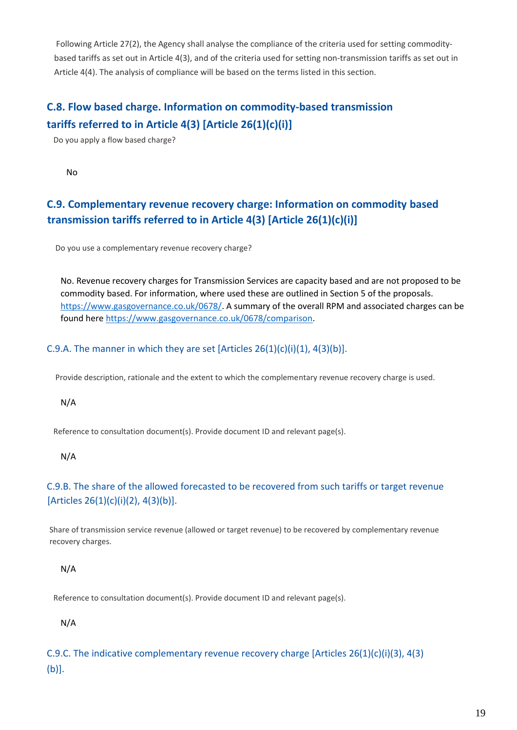Following Article 27(2), the Agency shall analyse the compliance of the criteria used for setting commodity-based tariffs as set out in Article 4(3), and of the criteria used for setting non-transmission tariffs as set out in Article 4(4). The analysis of compliance will be based on the terms listed in this section.

## C.8. Flow based charge. Information on commodity-based transmission tariffs referred to in Article 4(3) [Article 26(1)(c)(i)]

Do you apply a flow based charge?

No

## C.9. Complementary revenue recovery charge: Information on commodity based transmission tariffs referred to in Article 4(3) [Article 26(1)(c)(i)]

Do you use a complementary revenue recovery charge?

No. Revenue recovery charges for Transmission Services are capacity based and are not proposed to be commodity based. For information, where used these are outlined in Section 5 of the proposals. https://www.gasgovernance.co.uk/0678/. A summary of the overall RPM and associated charges can be found here https://www.gasgovernance.co.uk/0678/comparison.

### C.9.A. The manner in which they are set [Articles 26(1)(c)(i)(1), 4(3)(b)].

Provide description, rationale and the extent to which the complementary revenue recovery charge is used.

N/A

Reference to consultation document(s). Provide document ID and relevant page(s).

N/A

### C.9.B. The share of the allowed forecasted to be recovered from such tariffs or target revenue [Articles 26(1)(c)(i)(2), 4(3)(b)].

Share of transmission service revenue (allowed or target revenue) to be recovered by complementary revenue recovery charges.

N/A

Reference to consultation document(s). Provide document ID and relevant page(s).

N/A

### C.9.C. The indicative complementary revenue recovery charge [Articles 26(1)(c)(i)(3), 4(3)(b)].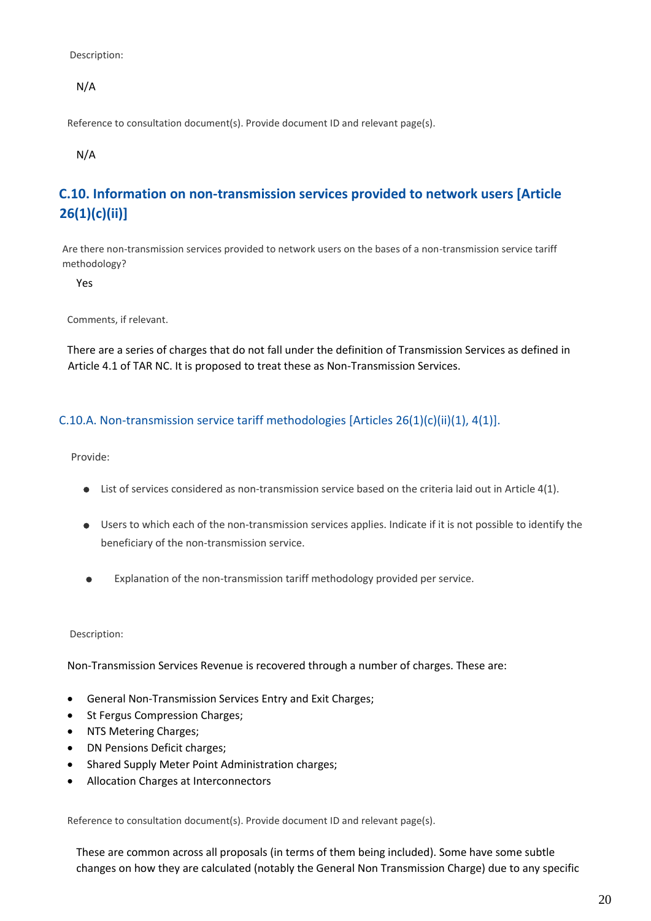Description:

N/A

Reference to consultation document(s). Provide document ID and relevant page(s).

N/A

## C.10. Information on non-transmission services provided to network users [Article 26(1)(c)(ii)]

Are there non-transmission services provided to network users on the bases of a non-transmission service tariff methodology?

Yes

Comments, if relevant.

There are a series of charges that do not fall under the definition of Transmission Services as defined in Article 4.1 of TAR NC. It is proposed to treat these as Non-Transmission Services.

### C.10.A. Non-transmission service tariff methodologies [Articles 26(1)(c)(ii)(1), 4(1)].

Provide:

- List of services considered as non-transmission service based on the criteria laid out in Article 4(1).
- Users to which each of the non-transmission services applies. Indicate if it is not possible to identify the beneficiary of the non-transmission service.
- Explanation of the non-transmission tariff methodology provided per service.

Description:

Non-Transmission Services Revenue is recovered through a number of charges. These are:

- General Non-Transmission Services Entry and Exit Charges;
- St Fergus Compression Charges;
- NTS Metering Charges;
- DN Pensions Deficit charges;
- Shared Supply Meter Point Administration charges;
- Allocation Charges at Interconnectors

Reference to consultation document(s). Provide document ID and relevant page(s).

These are common across all proposals (in terms of them being included). Some have some subtle changes on how they are calculated (notably the General Non Transmission Charge) due to any specific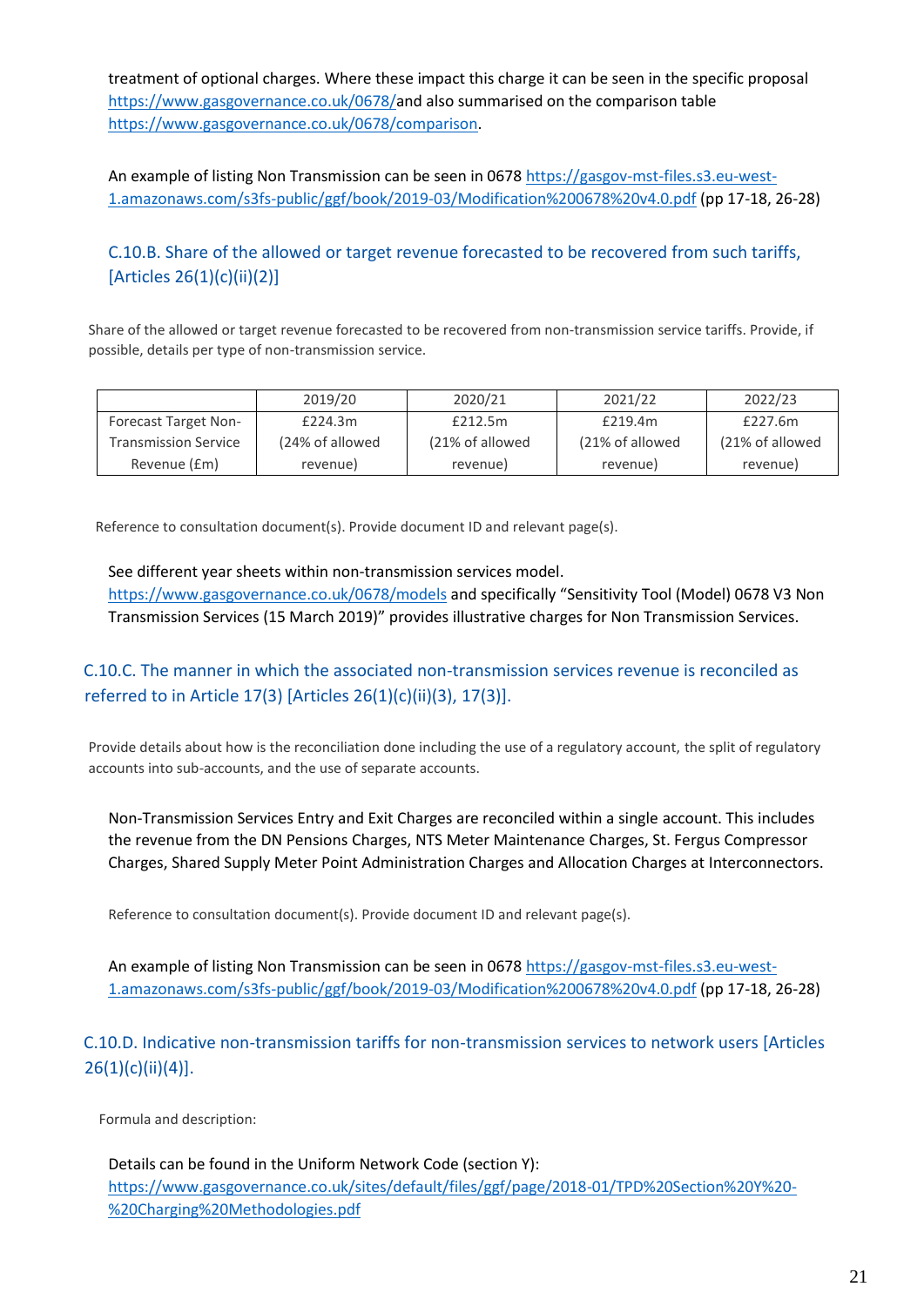treatment of optional charges. Where these impact this charge it can be seen in the specific proposal https://www.gasgovernance.co.uk/0678/and also summarised on the comparison table https://www.gasgovernance.co.uk/0678/comparison.

An example of listing Non Transmission can be seen in 0678 https://gasgov-mst-files.s3.eu-west-1.amazonaws.com/s3fs-public/ggf/book/2019-03/Modification%200678%20v4.0.pdf (pp 17-18, 26-28)

### C.10.B. Share of the allowed or target revenue forecasted to be recovered from such tariffs, [Articles 26(1)(c)(ii)(2)]

Share of the allowed or target revenue forecasted to be recovered from non-transmission service tariffs. Provide, if possible, details per type of non-transmission service.

| | 2019/20 | 2020/21 | 2021/22 | 2022/23 |
|---|---|---|---|---|
| Forecast Target Non-Transmission Service Revenue (£m) | £224.3m (24% of allowed revenue) | £212.5m (21% of allowed revenue) | £219.4m (21% of allowed revenue) | £227.6m (21% of allowed revenue) |

Reference to consultation document(s). Provide document ID and relevant page(s).

See different year sheets within non-transmission services model. https://www.gasgovernance.co.uk/0678/models and specifically "Sensitivity Tool (Model) 0678 V3 Non Transmission Services (15 March 2019)" provides illustrative charges for Non Transmission Services.

### C.10.C. The manner in which the associated non-transmission services revenue is reconciled as referred to in Article 17(3) [Articles 26(1)(c)(ii)(3), 17(3)].

Provide details about how is the reconciliation done including the use of a regulatory account, the split of regulatory accounts into sub-accounts, and the use of separate accounts.

Non-Transmission Services Entry and Exit Charges are reconciled within a single account. This includes the revenue from the DN Pensions Charges, NTS Meter Maintenance Charges, St. Fergus Compressor Charges, Shared Supply Meter Point Administration Charges and Allocation Charges at Interconnectors.

Reference to consultation document(s). Provide document ID and relevant page(s).

An example of listing Non Transmission can be seen in 0678 https://gasgov-mst-files.s3.eu-west-1.amazonaws.com/s3fs-public/ggf/book/2019-03/Modification%200678%20v4.0.pdf (pp 17-18, 26-28)

### C.10.D. Indicative non-transmission tariffs for non-transmission services to network users [Articles 26(1)(c)(ii)(4)].

Formula and description:

Details can be found in the Uniform Network Code (section Y): https://www.gasgovernance.co.uk/sites/default/files/ggf/page/2018-01/TPD%20Section%20Y%20-%20Charging%20Methodologies.pdf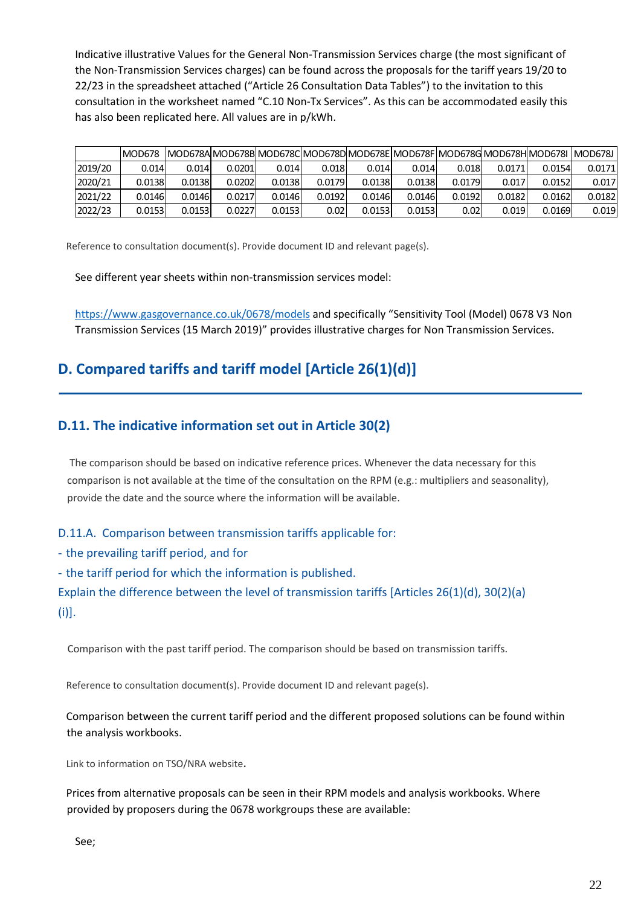Indicative illustrative Values for the General Non-Transmission Services charge (the most significant of the Non-Transmission Services charges) can be found across the proposals for the tariff years 19/20 to 22/23 in the spreadsheet attached ("Article 26 Consultation Data Tables") to the invitation to this consultation in the worksheet named "C.10 Non-Tx Services". As this can be accommodated easily this has also been replicated here. All values are in p/kWh.

| | MOD678 | MOD678A | MOD678B | MOD678C | MOD678D | MOD678E | MOD678F | MOD678G | MOD678H | MOD678I | MOD678J |
|---|---|---|---|---|---|---|---|---|---|---|---|
| 2019/20 | 0.014 | 0.014 | 0.0201 | 0.014 | 0.018 | 0.014 | 0.014 | 0.018 | 0.0171 | 0.0154 | 0.0171 |
| 2020/21 | 0.0138 | 0.0138 | 0.0202 | 0.0138 | 0.0179 | 0.0138 | 0.0138 | 0.0179 | 0.017 | 0.0152 | 0.017 |
| 2021/22 | 0.0146 | 0.0146 | 0.0217 | 0.0146 | 0.0192 | 0.0146 | 0.0146 | 0.0192 | 0.0182 | 0.0162 | 0.0182 |
| 2022/23 | 0.0153 | 0.0153 | 0.0227 | 0.0153 | 0.02 | 0.0153 | 0.0153 | 0.02 | 0.019 | 0.0169 | 0.019 |

Reference to consultation document(s). Provide document ID and relevant page(s).

See different year sheets within non-transmission services model:

https://www.gasgovernance.co.uk/0678/models and specifically "Sensitivity Tool (Model) 0678 V3 Non Transmission Services (15 March 2019)" provides illustrative charges for Non Transmission Services.

## D. Compared tariffs and tariff model [Article 26(1)(d)]

### D.11. The indicative information set out in Article 30(2)

The comparison should be based on indicative reference prices. Whenever the data necessary for this comparison is not available at the time of the consultation on the RPM (e.g.: multipliers and seasonality), provide the date and the source where the information will be available.

#### D.11.A. Comparison between transmission tariffs applicable for:

- the prevailing tariff period, and for
- the tariff period for which the information is published.

Explain the difference between the level of transmission tariffs [Articles 26(1)(d), 30(2)(a)(i)].

Comparison with the past tariff period. The comparison should be based on transmission tariffs.

Reference to consultation document(s). Provide document ID and relevant page(s).

Comparison between the current tariff period and the different proposed solutions can be found within the analysis workbooks.

Link to information on TSO/NRA website.

Prices from alternative proposals can be seen in their RPM models and analysis workbooks. Where provided by proposers during the 0678 workgroups these are available:

See;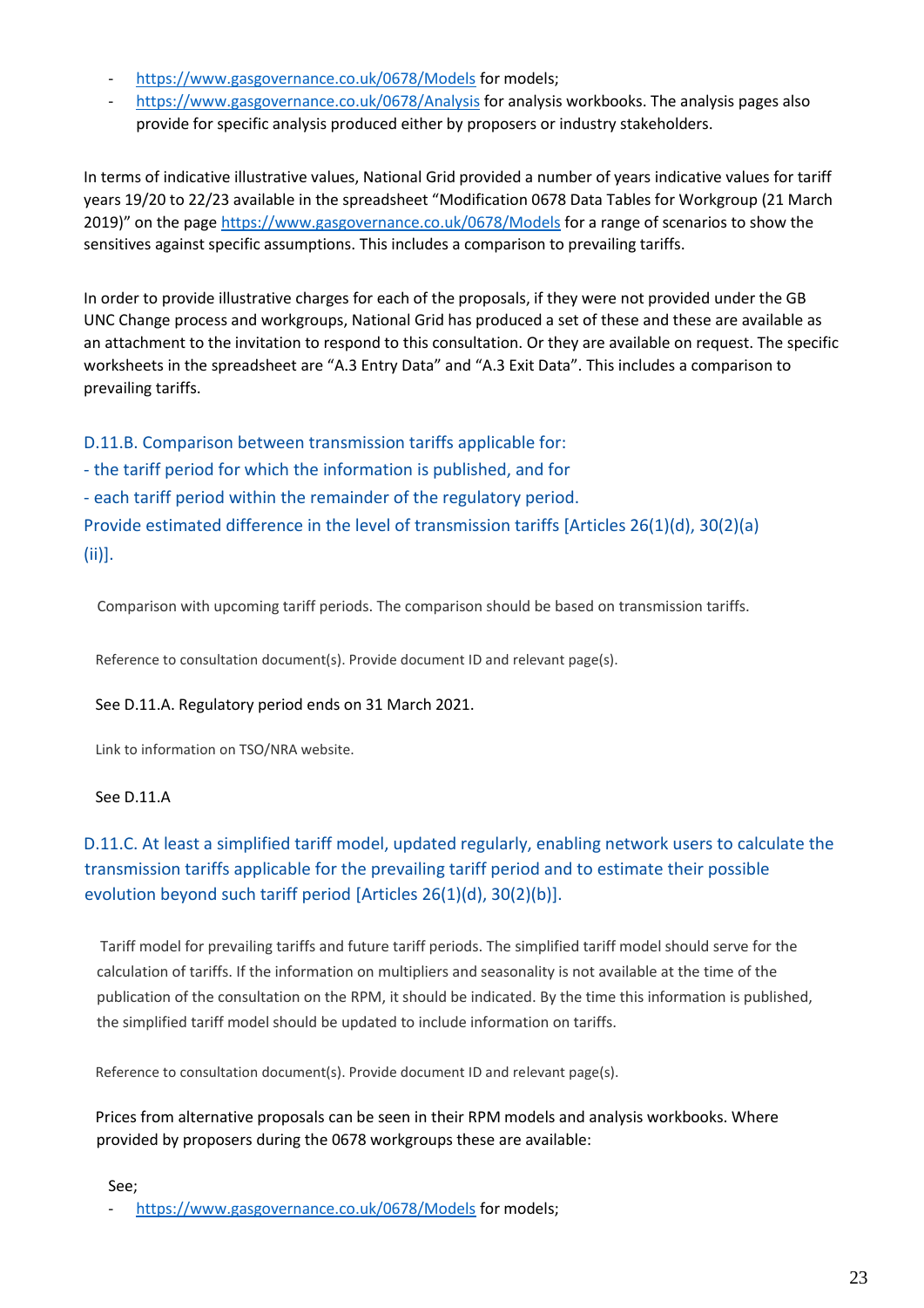- https://www.gasgovernance.co.uk/0678/Models for models;
- https://www.gasgovernance.co.uk/0678/Analysis for analysis workbooks. The analysis pages also provide for specific analysis produced either by proposers or industry stakeholders.

In terms of indicative illustrative values, National Grid provided a number of years indicative values for tariff years 19/20 to 22/23 available in the spreadsheet "Modification 0678 Data Tables for Workgroup (21 March 2019)" on the page https://www.gasgovernance.co.uk/0678/Models for a range of scenarios to show the sensitives against specific assumptions. This includes a comparison to prevailing tariffs.

In order to provide illustrative charges for each of the proposals, if they were not provided under the GB UNC Change process and workgroups, National Grid has produced a set of these and these are available as an attachment to the invitation to respond to this consultation. Or they are available on request. The specific worksheets in the spreadsheet are "A.3 Entry Data" and "A.3 Exit Data". This includes a comparison to prevailing tariffs.

### D.11.B. Comparison between transmission tariffs applicable for:
### - the tariff period for which the information is published, and for
### - each tariff period within the remainder of the regulatory period.
### Provide estimated difference in the level of transmission tariffs [Articles 26(1)(d), 30(2)(a)(ii)].

Comparison with upcoming tariff periods. The comparison should be based on transmission tariffs.

Reference to consultation document(s). Provide document ID and relevant page(s).

See D.11.A. Regulatory period ends on 31 March 2021.

Link to information on TSO/NRA website.

See D.11.A

### D.11.C. At least a simplified tariff model, updated regularly, enabling network users to calculate the transmission tariffs applicable for the prevailing tariff period and to estimate their possible evolution beyond such tariff period [Articles 26(1)(d), 30(2)(b)].

Tariff model for prevailing tariffs and future tariff periods. The simplified tariff model should serve for the calculation of tariffs. If the information on multipliers and seasonality is not available at the time of the publication of the consultation on the RPM, it should be indicated. By the time this information is published, the simplified tariff model should be updated to include information on tariffs.

Reference to consultation document(s). Provide document ID and relevant page(s).

Prices from alternative proposals can be seen in their RPM models and analysis workbooks. Where provided by proposers during the 0678 workgroups these are available:

See;

- https://www.gasgovernance.co.uk/0678/Models for models;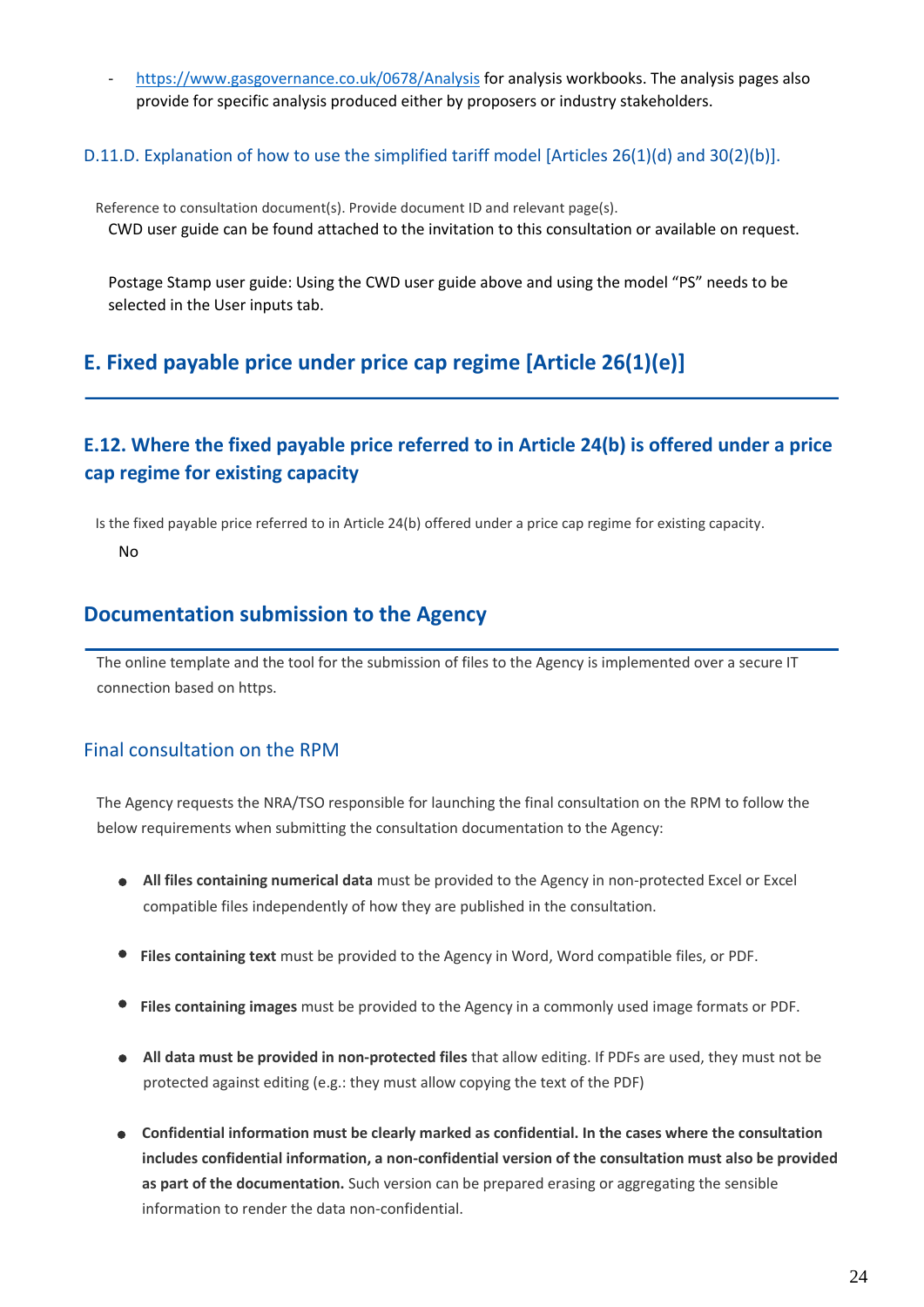- https://www.gasgovernance.co.uk/0678/Analysis for analysis workbooks. The analysis pages also provide for specific analysis produced either by proposers or industry stakeholders.

### D.11.D. Explanation of how to use the simplified tariff model [Articles 26(1)(d) and 30(2)(b)].

Reference to consultation document(s). Provide document ID and relevant page(s).

CWD user guide can be found attached to the invitation to this consultation or available on request.

Postage Stamp user guide: Using the CWD user guide above and using the model "PS" needs to be selected in the User inputs tab.

## E. Fixed payable price under price cap regime [Article 26(1)(e)]

### E.12. Where the fixed payable price referred to in Article 24(b) is offered under a price cap regime for existing capacity

Is the fixed payable price referred to in Article 24(b) offered under a price cap regime for existing capacity.

No

## Documentation submission to the Agency

The online template and the tool for the submission of files to the Agency is implemented over a secure IT connection based on https.

### Final consultation on the RPM

The Agency requests the NRA/TSO responsible for launching the final consultation on the RPM to follow the below requirements when submitting the consultation documentation to the Agency:

- **All files containing numerical data** must be provided to the Agency in non-protected Excel or Excel compatible files independently of how they are published in the consultation.
- **Files containing text** must be provided to the Agency in Word, Word compatible files, or PDF.
- **Files containing images** must be provided to the Agency in a commonly used image formats or PDF.
- **All data must be provided in non-protected files** that allow editing. If PDFs are used, they must not be protected against editing (e.g.: they must allow copying the text of the PDF)
- **Confidential information must be clearly marked as confidential. In the cases where the consultation includes confidential information, a non-confidential version of the consultation must also be provided as part of the documentation.** Such version can be prepared erasing or aggregating the sensible information to render the data non-confidential.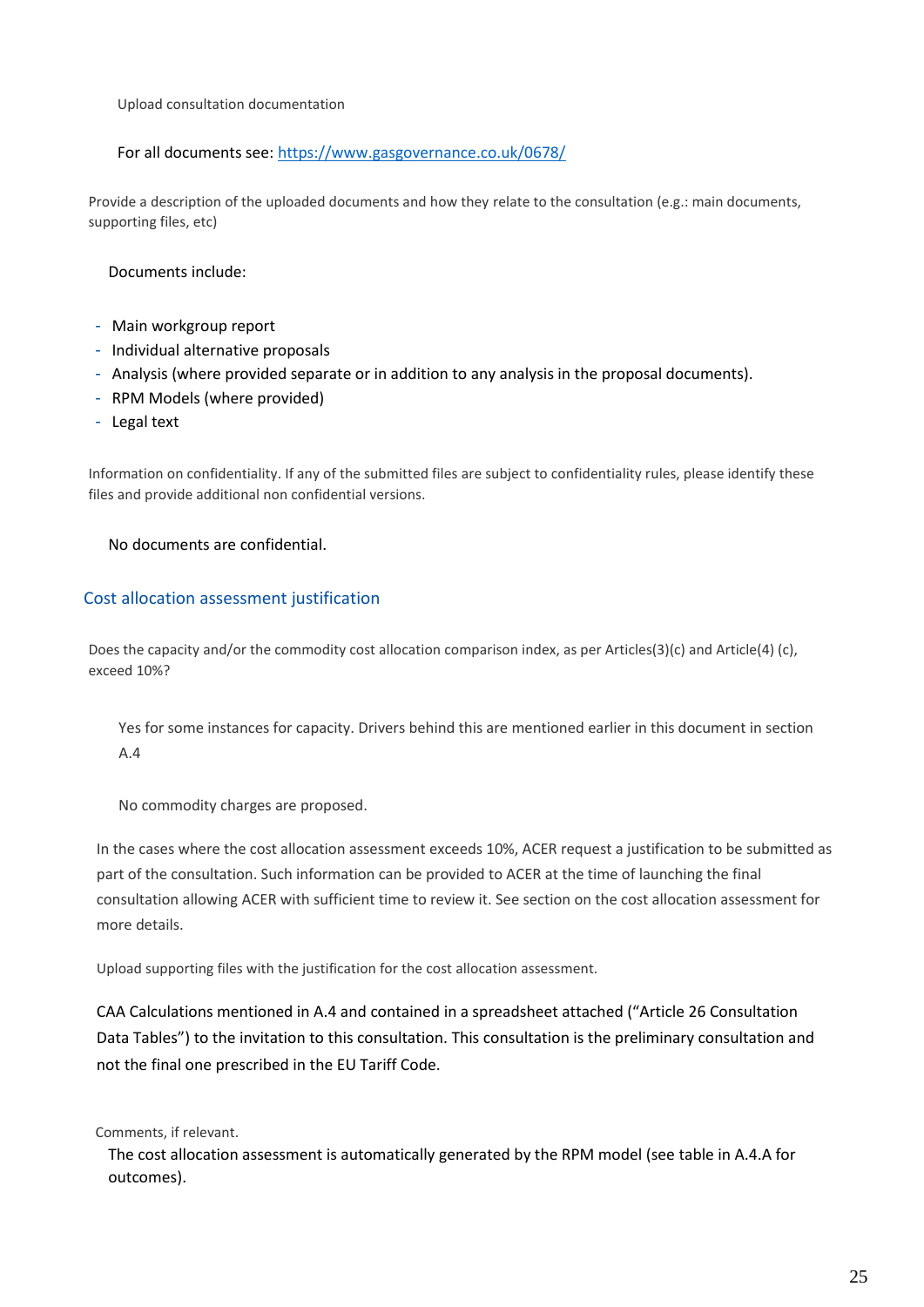Upload consultation documentation

For all documents see: https://www.gasgovernance.co.uk/0678/

Provide a description of the uploaded documents and how they relate to the consultation (e.g.: main documents, supporting files, etc)

Documents include:

- Main workgroup report
- Individual alternative proposals
- Analysis (where provided separate or in addition to any analysis in the proposal documents).
- RPM Models (where provided)
- Legal text

Information on confidentiality. If any of the submitted files are subject to confidentiality rules, please identify these files and provide additional non confidential versions.

No documents are confidential.

## Cost allocation assessment justification

Does the capacity and/or the commodity cost allocation comparison index, as per Articles(3)(c) and Article(4) (c), exceed 10%?

Yes for some instances for capacity. Drivers behind this are mentioned earlier in this document in section A.4

No commodity charges are proposed.

In the cases where the cost allocation assessment exceeds 10%, ACER request a justification to be submitted as part of the consultation. Such information can be provided to ACER at the time of launching the final consultation allowing ACER with sufficient time to review it. See section on the cost allocation assessment for more details.

Upload supporting files with the justification for the cost allocation assessment.

CAA Calculations mentioned in A.4 and contained in a spreadsheet attached ("Article 26 Consultation Data Tables") to the invitation to this consultation. This consultation is the preliminary consultation and not the final one prescribed in the EU Tariff Code.

Comments, if relevant.

The cost allocation assessment is automatically generated by the RPM model (see table in A.4.A for outcomes).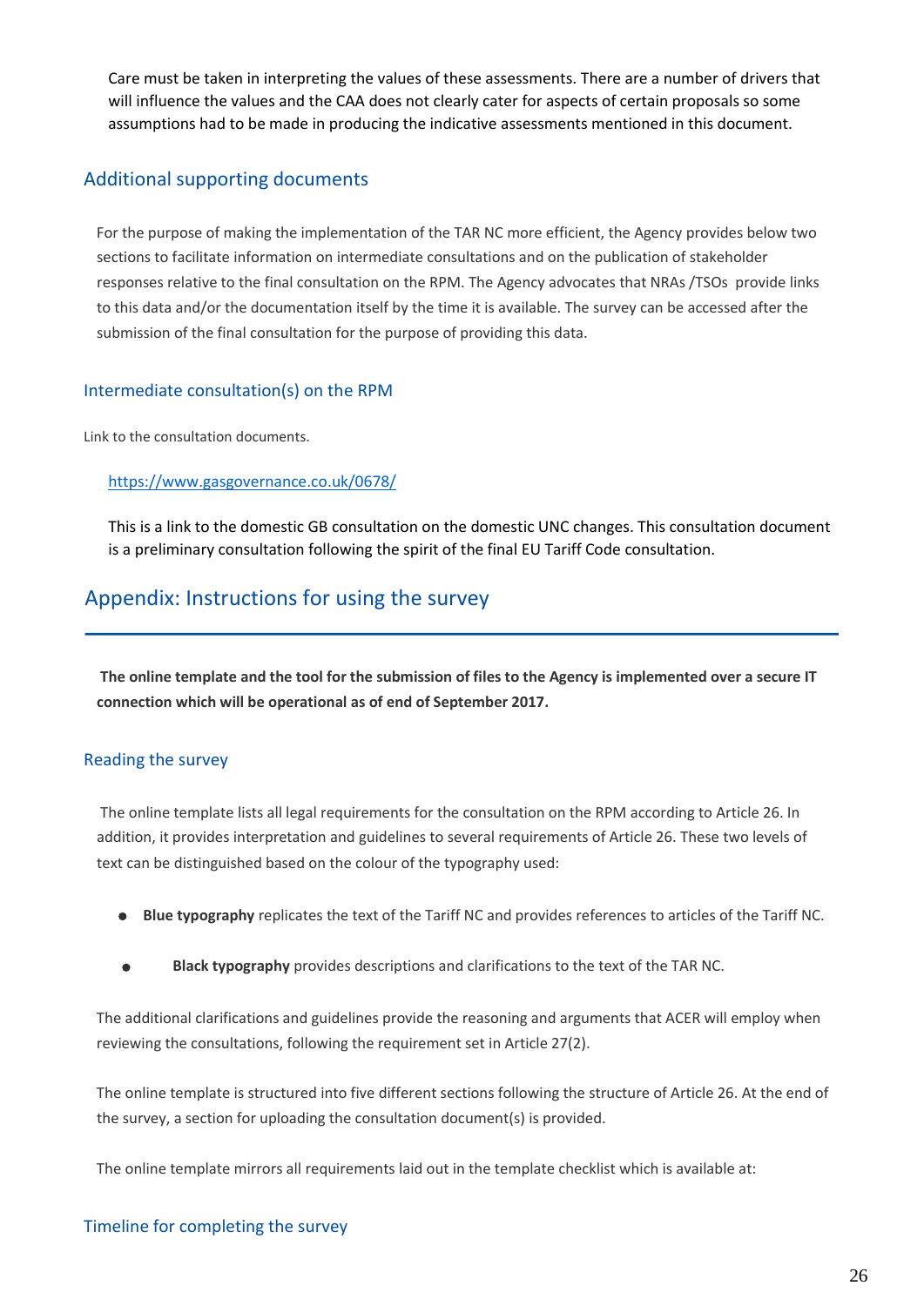Care must be taken in interpreting the values of these assessments. There are a number of drivers that will influence the values and the CAA does not clearly cater for aspects of certain proposals so some assumptions had to be made in producing the indicative assessments mentioned in this document.

## Additional supporting documents

For the purpose of making the implementation of the TAR NC more efficient, the Agency provides below two sections to facilitate information on intermediate consultations and on the publication of stakeholder responses relative to the final consultation on the RPM. The Agency advocates that NRAs /TSOs provide links to this data and/or the documentation itself by the time it is available. The survey can be accessed after the submission of the final consultation for the purpose of providing this data.

### Intermediate consultation(s) on the RPM

Link to the consultation documents.

https://www.gasgovernance.co.uk/0678/

This is a link to the domestic GB consultation on the domestic UNC changes. This consultation document is a preliminary consultation following the spirit of the final EU Tariff Code consultation.

## Appendix: Instructions for using the survey

**The online template and the tool for the submission of files to the Agency is implemented over a secure IT connection which will be operational as of end of September 2017.**

### Reading the survey

The online template lists all legal requirements for the consultation on the RPM according to Article 26. In addition, it provides interpretation and guidelines to several requirements of Article 26. These two levels of text can be distinguished based on the colour of the typography used:

- **Blue typography** replicates the text of the Tariff NC and provides references to articles of the Tariff NC.
- **Black typography** provides descriptions and clarifications to the text of the TAR NC.

The additional clarifications and guidelines provide the reasoning and arguments that ACER will employ when reviewing the consultations, following the requirement set in Article 27(2).

The online template is structured into five different sections following the structure of Article 26. At the end of the survey, a section for uploading the consultation document(s) is provided.

The online template mirrors all requirements laid out in the template checklist which is available at:

### Timeline for completing the survey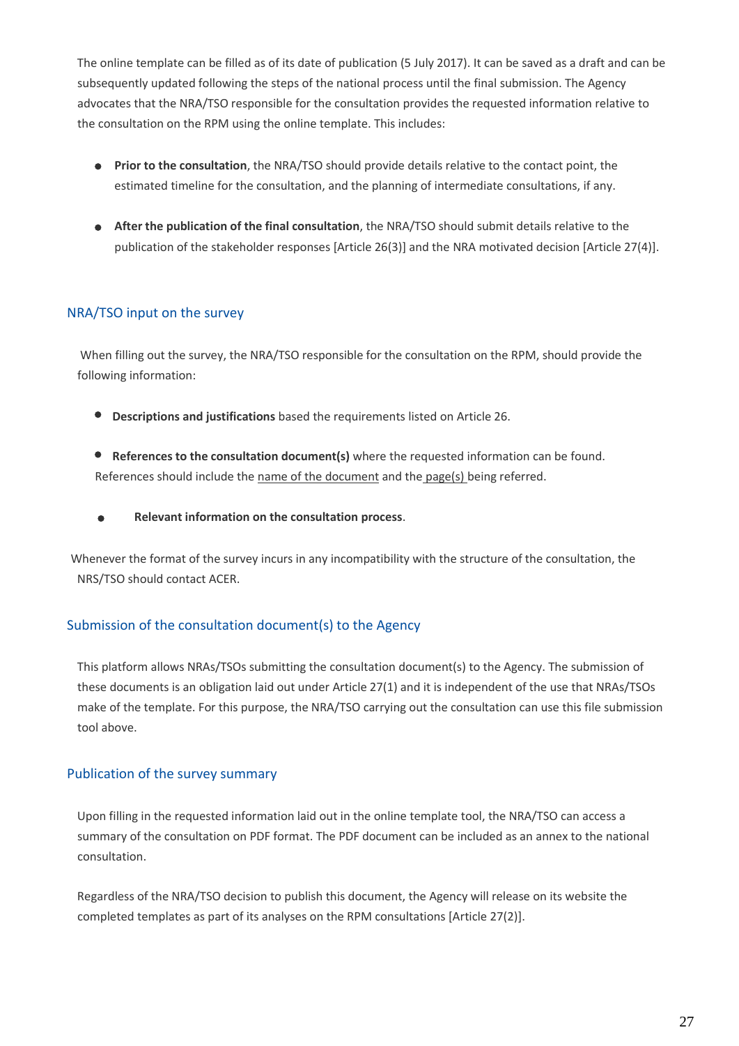The online template can be filled as of its date of publication (5 July 2017). It can be saved as a draft and can be subsequently updated following the steps of the national process until the final submission. The Agency advocates that the NRA/TSO responsible for the consultation provides the requested information relative to the consultation on the RPM using the online template. This includes:

- **Prior to the consultation**, the NRA/TSO should provide details relative to the contact point, the estimated timeline for the consultation, and the planning of intermediate consultations, if any.
- **After the publication of the final consultation**, the NRA/TSO should submit details relative to the publication of the stakeholder responses [Article 26(3)] and the NRA motivated decision [Article 27(4)].

## NRA/TSO input on the survey

When filling out the survey, the NRA/TSO responsible for the consultation on the RPM, should provide the following information:

- **Descriptions and justifications** based the requirements listed on Article 26.
- **References to the consultation document(s)** where the requested information can be found. References should include the name of the document and the page(s) being referred.
- **Relevant information on the consultation process**.

Whenever the format of the survey incurs in any incompatibility with the structure of the consultation, the NRS/TSO should contact ACER.

## Submission of the consultation document(s) to the Agency

This platform allows NRAs/TSOs submitting the consultation document(s) to the Agency. The submission of these documents is an obligation laid out under Article 27(1) and it is independent of the use that NRAs/TSOs make of the template. For this purpose, the NRA/TSO carrying out the consultation can use this file submission tool above.

## Publication of the survey summary

Upon filling in the requested information laid out in the online template tool, the NRA/TSO can access a summary of the consultation on PDF format. The PDF document can be included as an annex to the national consultation.

Regardless of the NRA/TSO decision to publish this document, the Agency will release on its website the completed templates as part of its analyses on the RPM consultations [Article 27(2)].